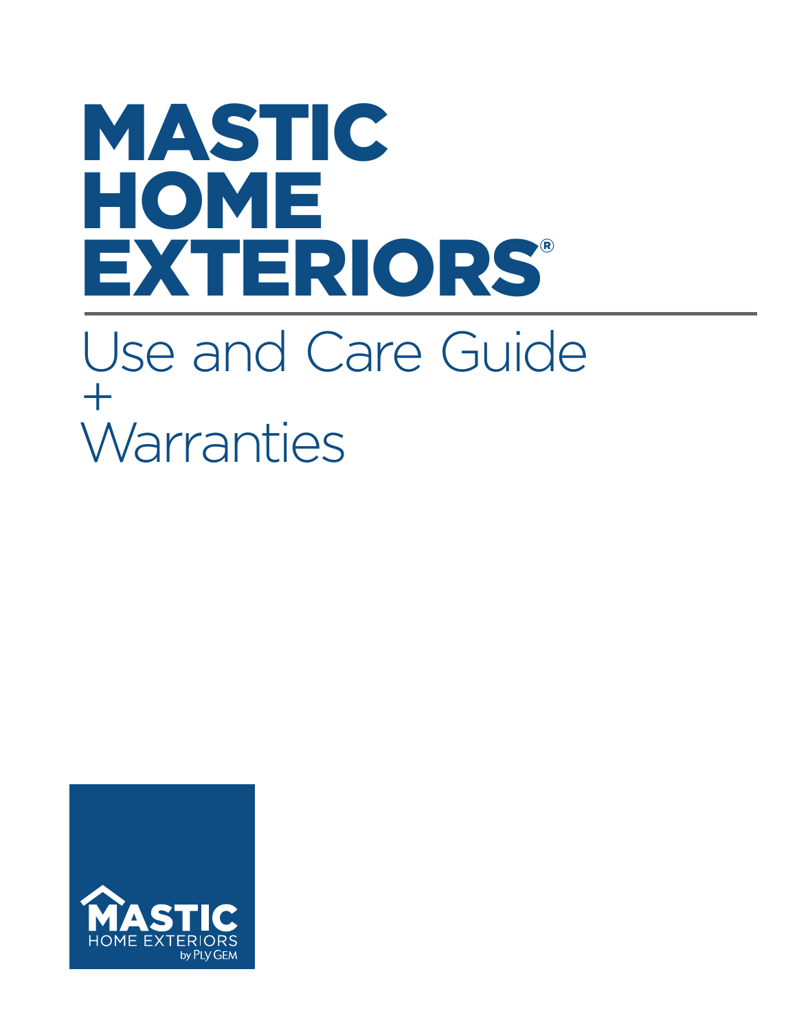# MASTIC HOME EXTERIORS®

## Use and Care Guide
## +
## Warranties

MASTIC HOME EXTERIORS by PLY GEM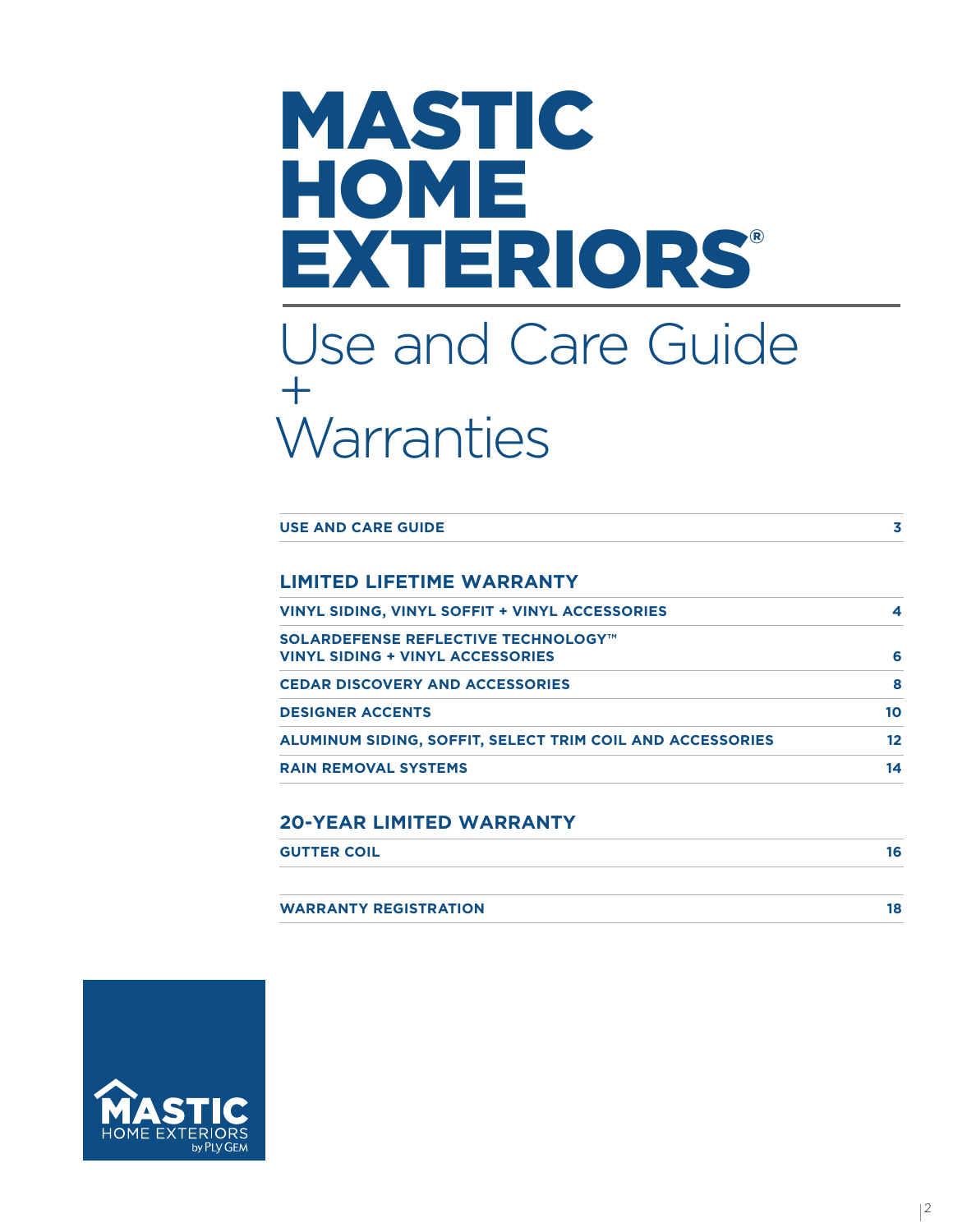# MASTIC HOME EXTERIORS®

## Use and Care Guide + Warranties

| | |
|---|---|
| **USE AND CARE GUIDE** | **3** |

### LIMITED LIFETIME WARRANTY

| | |
|---|---|
| **VINYL SIDING, VINYL SOFFIT + VINYL ACCESSORIES** | **4** |
| **SOLARDEFENSE REFLECTIVE TECHNOLOGY™ VINYL SIDING + VINYL ACCESSORIES** | **6** |
| **CEDAR DISCOVERY AND ACCESSORIES** | **8** |
| **DESIGNER ACCENTS** | **10** |
| **ALUMINUM SIDING, SOFFIT, SELECT TRIM COIL AND ACCESSORIES** | **12** |
| **RAIN REMOVAL SYSTEMS** | **14** |

### 20-YEAR LIMITED WARRANTY

| | |
|---|---|
| **GUTTER COIL** | **16** |
| **WARRANTY REGISTRATION** | **18** |

MASTIC HOME EXTERIORS by PLY GEM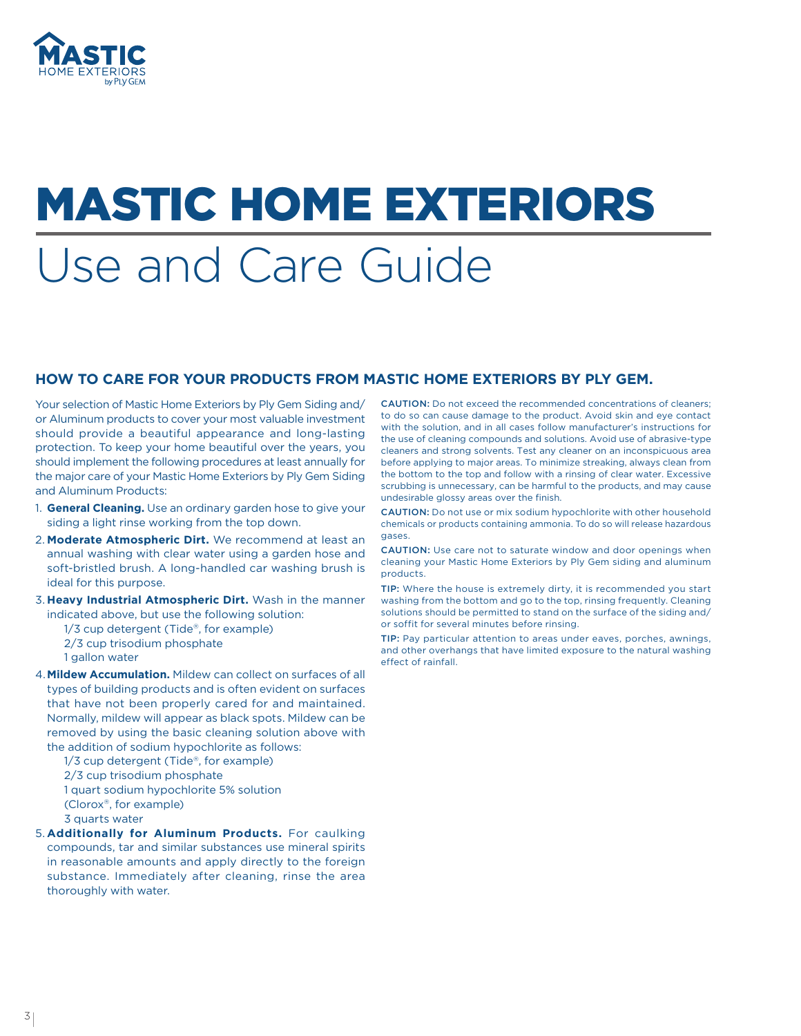# MASTIC HOME EXTERIORS

# Use and Care Guide

## HOW TO CARE FOR YOUR PRODUCTS FROM MASTIC HOME EXTERIORS BY PLY GEM.

Your selection of Mastic Home Exteriors by Ply Gem Siding and/or Aluminum products to cover your most valuable investment should provide a beautiful appearance and long-lasting protection. To keep your home beautiful over the years, you should implement the following procedures at least annually for the major care of your Mastic Home Exteriors by Ply Gem Siding and Aluminum Products:

1. **General Cleaning.** Use an ordinary garden hose to give your siding a light rinse working from the top down.
2. **Moderate Atmospheric Dirt.** We recommend at least an annual washing with clear water using a garden hose and soft-bristled brush. A long-handled car washing brush is ideal for this purpose.
3. **Heavy Industrial Atmospheric Dirt.** Wash in the manner indicated above, but use the following solution:
   - 1/3 cup detergent (Tide®, for example)
   - 2/3 cup trisodium phosphate
   - 1 gallon water
4. **Mildew Accumulation.** Mildew can collect on surfaces of all types of building products and is often evident on surfaces that have not been properly cared for and maintained. Normally, mildew will appear as black spots. Mildew can be removed by using the basic cleaning solution above with the addition of sodium hypochlorite as follows:
   - 1/3 cup detergent (Tide®, for example)
   - 2/3 cup trisodium phosphate
   - 1 quart sodium hypochlorite 5% solution (Clorox®, for example)
   - 3 quarts water
5. **Additionally for Aluminum Products.** For caulking compounds, tar and similar substances use mineral spirits in reasonable amounts and apply directly to the foreign substance. Immediately after cleaning, rinse the area thoroughly with water.

CAUTION: Do not exceed the recommended concentrations of cleaners; to do so can cause damage to the product. Avoid skin and eye contact with the solution, and in all cases follow manufacturer's instructions for the use of cleaning compounds and solutions. Avoid use of abrasive-type cleaners and strong solvents. Test any cleaner on an inconspicuous area before applying to major areas. To minimize streaking, always clean from the bottom to the top and follow with a rinsing of clear water. Excessive scrubbing is unnecessary, can be harmful to the products, and may cause undesirable glossy areas over the finish.

CAUTION: Do not use or mix sodium hypochlorite with other household chemicals or products containing ammonia. To do so will release hazardous gases.

CAUTION: Use care not to saturate window and door openings when cleaning your Mastic Home Exteriors by Ply Gem siding and aluminum products.

TIP: Where the house is extremely dirty, it is recommended you start washing from the bottom and go to the top, rinsing frequently. Cleaning solutions should be permitted to stand on the surface of the siding and/or soffit for several minutes before rinsing.

TIP: Pay particular attention to areas under eaves, porches, awnings, and other overhangs that have limited exposure to the natural washing effect of rainfall.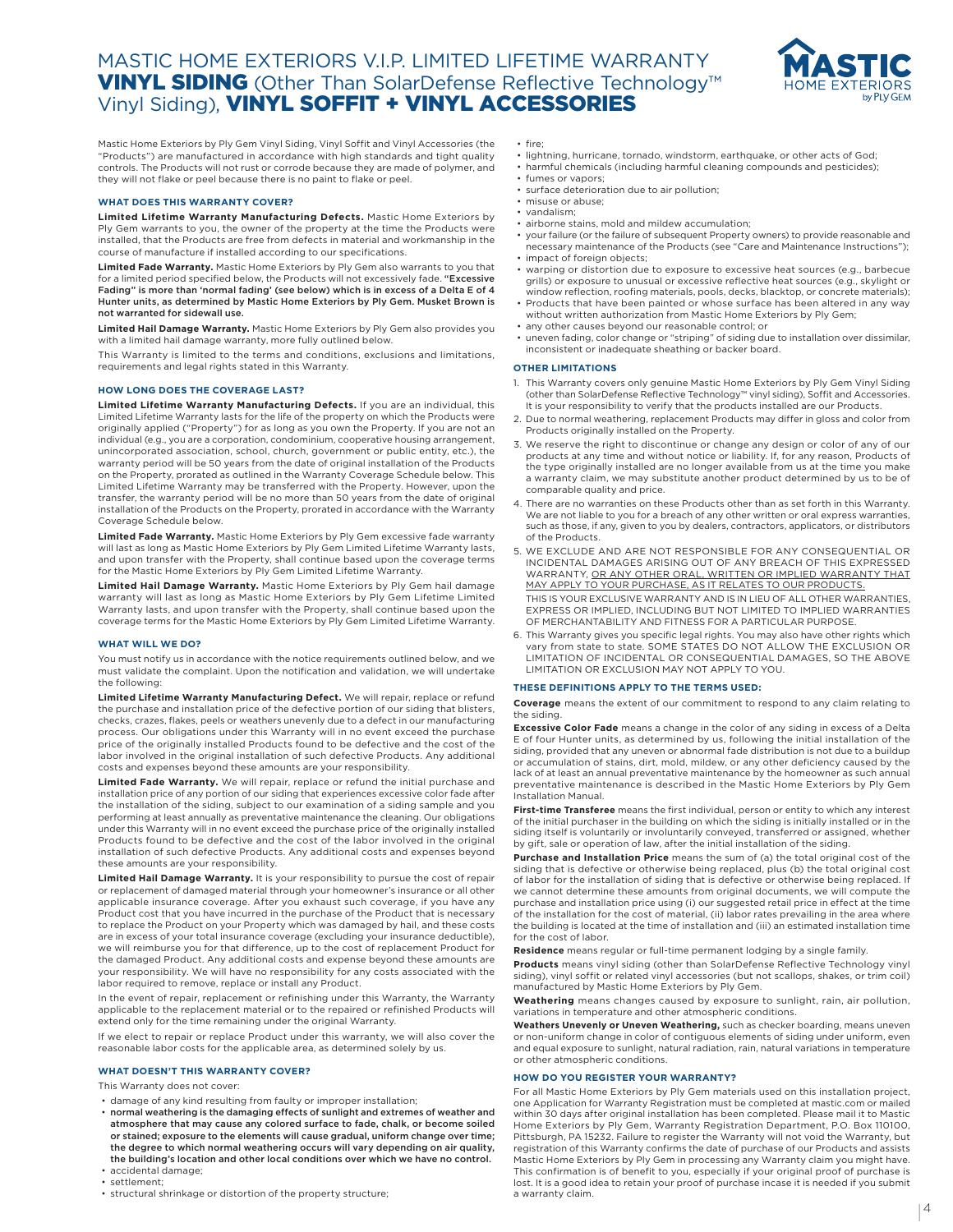# MASTIC HOME EXTERIORS V.I.P. LIMITED LIFETIME WARRANTY **VINYL SIDING** (Other Than SolarDefense Reflective Technology™ Vinyl Siding), **VINYL SOFFIT + VINYL ACCESSORIES**

Mastic Home Exteriors by Ply Gem Vinyl Siding, Vinyl Soffit and Vinyl Accessories (the "Products") are manufactured in accordance with high standards and tight quality controls. The Products will not rust or corrode because they are made of polymer, and they will not flake or peel because there is no paint to flake or peel.

### WHAT DOES THIS WARRANTY COVER?

**Limited Lifetime Warranty Manufacturing Defects.** Mastic Home Exteriors by Ply Gem warrants to you, the owner of the property at the time the Products were installed, that the Products are free from defects in material and workmanship in the course of manufacture if installed according to our specifications.

**Limited Fade Warranty.** Mastic Home Exteriors by Ply Gem also warrants to you that for a limited period specified below, the Products will not excessively fade. **"Excessive Fading" is more than 'normal fading' (see below) which is in excess of a Delta E of 4 Hunter units, as determined by Mastic Home Exteriors by Ply Gem. Musket Brown is not warranted for sidewall use.**

**Limited Hail Damage Warranty.** Mastic Home Exteriors by Ply Gem also provides you with a limited hail damage warranty, more fully outlined below.

This Warranty is limited to the terms and conditions, exclusions and limitations, requirements and legal rights stated in this Warranty.

### HOW LONG DOES THE COVERAGE LAST?

**Limited Lifetime Warranty Manufacturing Defects.** If you are an individual, this Limited Lifetime Warranty lasts for the life of the property on which the Products were originally applied ("Property") for as long as you own the Property. If you are not an individual (e.g., you are a corporation, condominium, cooperative housing arrangement, unincorporated association, school, church, government or public entity, etc.), the warranty period will be 50 years from the date of original installation of the Products on the Property, prorated as outlined in the Warranty Coverage Schedule below. This Limited Lifetime Warranty may be transferred with the Property. However, upon the transfer, the warranty period will be no more than 50 years from the date of original installation of the Products on the Property, prorated in accordance with the Warranty Coverage Schedule below.

**Limited Fade Warranty.** Mastic Home Exteriors by Ply Gem excessive fade warranty will last as long as Mastic Home Exteriors by Ply Gem Limited Lifetime Warranty lasts, and upon transfer with the Property, shall continue based upon the coverage terms for the Mastic Home Exteriors by Ply Gem Limited Lifetime Warranty.

**Limited Hail Damage Warranty.** Mastic Home Exteriors by Ply Gem hail damage warranty will last as long as Mastic Home Exteriors by Ply Gem Lifetime Limited Warranty lasts, and upon transfer with the Property, shall continue based upon the coverage terms for the Mastic Home Exteriors by Ply Gem Limited Lifetime Warranty.

### WHAT WILL WE DO?

You must notify us in accordance with the notice requirements outlined below, and we must validate the complaint. Upon the notification and validation, we will undertake the following:

**Limited Lifetime Warranty Manufacturing Defect.** We will repair, replace or refund the purchase and installation price of the defective portion of our siding that blisters, checks, crazes, flakes, peels or weathers unevenly due to a defect in our manufacturing process. Our obligations under this Warranty will in no event exceed the purchase price of the originally installed Products found to be defective and the cost of the labor involved in the original installation of such defective Products. Any additional costs and expenses beyond these amounts are your responsibility.

**Limited Fade Warranty.** We will repair, replace or refund the initial purchase and installation price of any portion of our siding that experiences excessive color fade after the installation of the siding, subject to our examination of a siding sample and you performing at least annually as preventative maintenance the cleaning. Our obligations under this Warranty will in no event exceed the purchase price of the originally installed Products found to be defective and the cost of the labor involved in the original installation of such defective Products. Any additional costs and expenses beyond these amounts are your responsibility.

**Limited Hail Damage Warranty.** It is your responsibility to pursue the cost of repair or replacement of damaged material through your homeowner's insurance or all other applicable insurance coverage. After you exhaust such coverage, if you have any Product cost that you have incurred in the purchase of the Product that is necessary to replace the Product on your Property which was damaged by hail, and these costs are in excess of your total insurance coverage (excluding your insurance deductible), we will reimburse you for that difference, up to the cost of replacement Product for the damaged Product. Any additional costs and expense beyond these amounts are your responsibility. We will have no responsibility for any costs associated with the labor required to remove, replace or install any Product.

In the event of repair, replacement or refinishing under this Warranty, the Warranty applicable to the replacement material or to the repaired or refinished Products will extend only for the time remaining under the original Warranty.

If we elect to repair or replace Product under this warranty, we will also cover the reasonable labor costs for the applicable area, as determined solely by us.

### WHAT DOESN'T THIS WARRANTY COVER?

This Warranty does not cover:

- damage of any kind resulting from faulty or improper installation;
- **normal weathering is the damaging effects of sunlight and extremes of weather and atmosphere that may cause any colored surface to fade, chalk, or become soiled or stained; exposure to the elements will cause gradual, uniform change over time; the degree to which normal weathering occurs will vary depending on air quality, the building's location and other local conditions over which we have no control.**
- accidental damage;
- settlement;
- structural shrinkage or distortion of the property structure;
- fire;
- lightning, hurricane, tornado, windstorm, earthquake, or other acts of God;
- harmful chemicals (including harmful cleaning compounds and pesticides);
- fumes or vapors;
- surface deterioration due to air pollution;
- misuse or abuse;
- vandalism;
- airborne stains, mold and mildew accumulation;
- your failure (or the failure of subsequent Property owners) to provide reasonable and necessary maintenance of the Products (see "Care and Maintenance Instructions");
- impact of foreign objects;
- warping or distortion due to exposure to excessive heat sources (e.g., barbecue grills) or exposure to unusual or excessive reflective heat sources (e.g., skylight or window reflection, roofing materials, pools, decks, blacktop, or concrete materials);
- Products that have been painted or whose surface has been altered in any way without written authorization from Mastic Home Exteriors by Ply Gem;
- any other causes beyond our reasonable control; or
- uneven fading, color change or "striping" of siding due to installation over dissimilar, inconsistent or inadequate sheathing or backer board.

### OTHER LIMITATIONS

1. This Warranty covers only genuine Mastic Home Exteriors by Ply Gem Vinyl Siding (other than SolarDefense Reflective Technology™ vinyl siding), Soffit and Accessories. It is your responsibility to verify that the products installed are our Products.
2. Due to normal weathering, replacement Products may differ in gloss and color from Products originally installed on the Property.
3. We reserve the right to discontinue or change any design or color of any of our products at any time and without notice or liability. If, for any reason, Products of the type originally installed are no longer available from us at the time you make a warranty claim, we may substitute another product determined by us to be of comparable quality and price.
4. There are no warranties on these Products other than as set forth in this Warranty. We are not liable to you for a breach of any other written or oral express warranties, such as those, if any, given to you by dealers, contractors, applicators, or distributors of the Products.
5. WE EXCLUDE AND ARE NOT RESPONSIBLE FOR ANY CONSEQUENTIAL OR INCIDENTAL DAMAGES ARISING OUT OF ANY BREACH OF THIS EXPRESSED WARRANTY, OR ANY OTHER ORAL, WRITTEN OR IMPLIED WARRANTY THAT MAY APPLY TO YOUR PURCHASE, AS IT RELATES TO OUR PRODUCTS.

   THIS IS YOUR EXCLUSIVE WARRANTY AND IS IN LIEU OF ALL OTHER WARRANTIES, EXPRESS OR IMPLIED, INCLUDING BUT NOT LIMITED TO IMPLIED WARRANTIES OF MERCHANTABILITY AND FITNESS FOR A PARTICULAR PURPOSE.
6. This Warranty gives you specific legal rights. You may also have other rights which vary from state to state. SOME STATES DO NOT ALLOW THE EXCLUSION OR LIMITATION OF INCIDENTAL OR CONSEQUENTIAL DAMAGES, SO THE ABOVE LIMITATION OR EXCLUSION MAY NOT APPLY TO YOU.

### THESE DEFINITIONS APPLY TO THE TERMS USED:

**Coverage** means the extent of our commitment to respond to any claim relating to the siding.

**Excessive Color Fade** means a change in the color of any siding in excess of a Delta E of four Hunter units, as determined by us, following the initial installation of the siding, provided that any uneven or abnormal fade distribution is not due to a buildup or accumulation of stains, dirt, mold, mildew, or any other deficiency caused by the lack of at least an annual preventative maintenance by the homeowner as such annual preventative maintenance is described in the Mastic Home Exteriors by Ply Gem Installation Manual.

**First-time Transferee** means the first individual, person or entity to which any interest of the initial purchaser in the building on which the siding is initially installed or in the siding itself is voluntarily or involuntarily conveyed, transferred or assigned, whether by gift, sale or operation of law, after the initial installation of the siding.

**Purchase and Installation Price** means the sum of (a) the total original cost of the siding that is defective or otherwise being replaced, plus (b) the total original cost of labor for the installation of siding that is defective or otherwise being replaced. If we cannot determine these amounts from original documents, we will compute the purchase and installation price using (i) our suggested retail price in effect at the time of the installation for the cost of material, (ii) labor rates prevailing in the area where the building is located at the time of installation and (iii) an estimated installation time for the cost of labor.

**Residence** means regular or full-time permanent lodging by a single family.

**Products** means vinyl siding (other than SolarDefense Reflective Technology vinyl siding), vinyl soffit or related vinyl accessories (but not scallops, shakes, or trim coil) manufactured by Mastic Home Exteriors by Ply Gem.

**Weathering** means changes caused by exposure to sunlight, rain, air pollution, variations in temperature and other atmospheric conditions.

**Weathers Unevenly or Uneven Weathering,** such as checker boarding, means uneven or non-uniform change in color of contiguous elements of siding under uniform, even and equal exposure to sunlight, natural radiation, rain, natural variations in temperature or other atmospheric conditions.

### HOW DO YOU REGISTER YOUR WARRANTY?

For all Mastic Home Exteriors by Ply Gem materials used on this installation project, one Application for Warranty Registration must be completed at mastic.com or mailed within 30 days after original installation has been completed. Please mail it to Mastic Home Exteriors by Ply Gem, Warranty Registration Department, P.O. Box 110100, Pittsburgh, PA 15232. Failure to register the Warranty will not void the Warranty, but registration of this Warranty confirms the date of purchase of our Products and assists Mastic Home Exteriors by Ply Gem in processing any Warranty claim you might have. This confirmation is of benefit to you, especially if your original proof of purchase is lost. It is a good idea to retain your proof of purchase incase it is needed if you submit a warranty claim.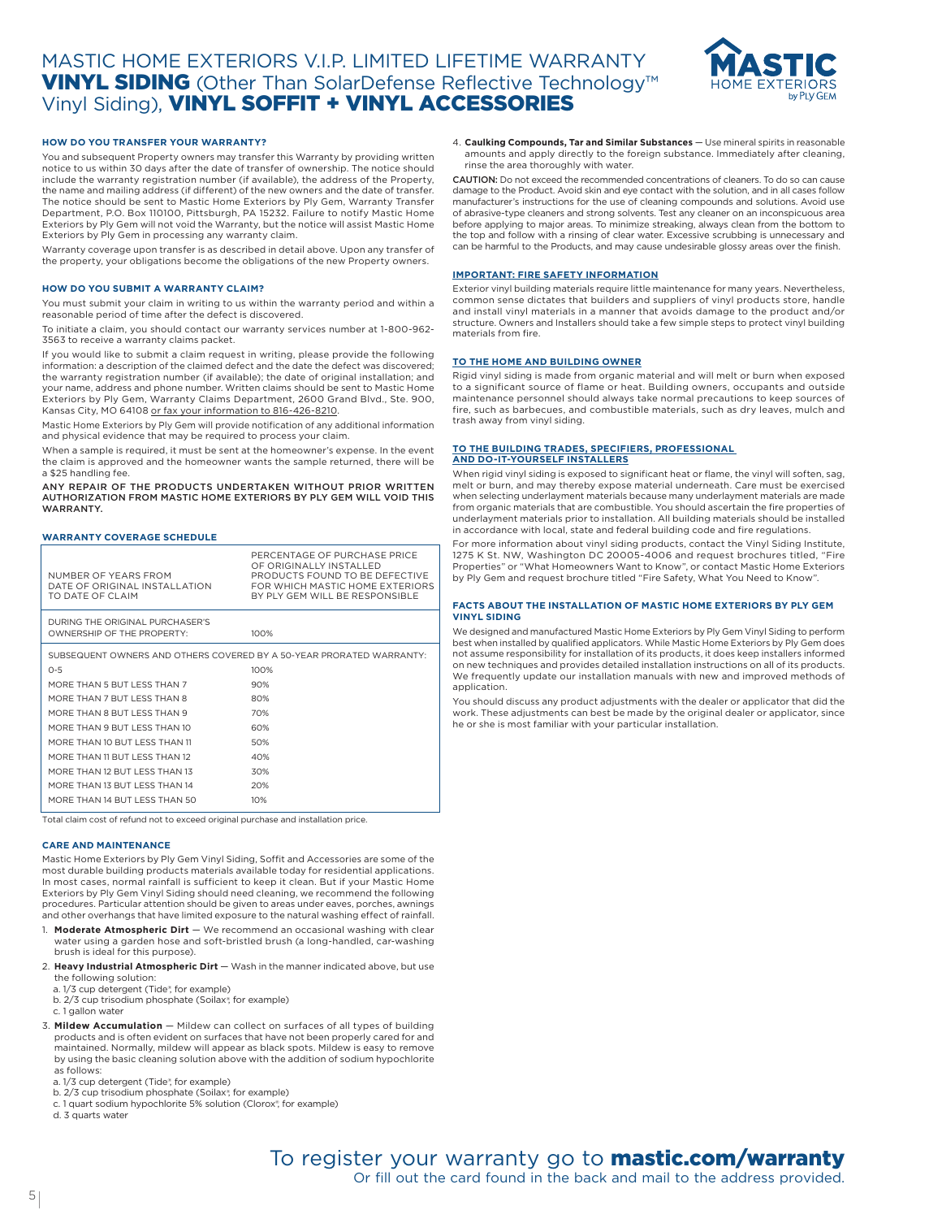# MASTIC HOME EXTERIORS V.I.P. LIMITED LIFETIME WARRANTY **VINYL SIDING** (Other Than SolarDefense Reflective Technology™ Vinyl Siding), **VINYL SOFFIT + VINYL ACCESSORIES**

### HOW DO YOU TRANSFER YOUR WARRANTY?

You and subsequent Property owners may transfer this Warranty by providing written notice to us within 30 days after the date of transfer of ownership. The notice should include the warranty registration number (if available), the address of the Property, the name and mailing address (if different) of the new owners and the date of transfer. The notice should be sent to Mastic Home Exteriors by Ply Gem, Warranty Transfer Department, P.O. Box 110100, Pittsburgh, PA 15232. Failure to notify Mastic Home Exteriors by Ply Gem will not void the Warranty, but the notice will assist Mastic Home Exteriors by Ply Gem in processing any warranty claim.

Warranty coverage upon transfer is as described in detail above. Upon any transfer of the property, your obligations become the obligations of the new Property owners.

### HOW DO YOU SUBMIT A WARRANTY CLAIM?

You must submit your claim in writing to us within the warranty period and within a reasonable period of time after the defect is discovered.

To initiate a claim, you should contact our warranty services number at 1-800-962-3563 to receive a warranty claims packet.

If you would like to submit a claim request in writing, please provide the following information: a description of the claimed defect and the date the defect was discovered; the warranty registration number (if available); the date of original installation; and your name, address and phone number. Written claims should be sent to Mastic Home Exteriors by Ply Gem, Warranty Claims Department, 2600 Grand Blvd., Ste. 900, Kansas City, MO 64108 or fax your information to 816-426-8210.

Mastic Home Exteriors by Ply Gem will provide notification of any additional information and physical evidence that may be required to process your claim.

When a sample is required, it must be sent at the homeowner's expense. In the event the claim is approved and the homeowner wants the sample returned, there will be a $25 handling fee.

ANY REPAIR OF THE PRODUCTS UNDERTAKEN WITHOUT PRIOR WRITTEN AUTHORIZATION FROM MASTIC HOME EXTERIORS BY PLY GEM WILL VOID THIS WARRANTY.

### WARRANTY COVERAGE SCHEDULE

| NUMBER OF YEARS FROM DATE OF ORIGINAL INSTALLATION TO DATE OF CLAIM | PERCENTAGE OF PURCHASE PRICE OF ORIGINALLY INSTALLED PRODUCTS FOUND TO BE DEFECTIVE FOR WHICH MASTIC HOME EXTERIORS BY PLY GEM WILL BE RESPONSIBLE |
|---|---|
| DURING THE ORIGINAL PURCHASER'S OWNERSHIP OF THE PROPERTY: | 100% |
| SUBSEQUENT OWNERS AND OTHERS COVERED BY A 50-YEAR PRORATED WARRANTY: | |
| 0-5 | 100% |
| MORE THAN 5 BUT LESS THAN 7 | 90% |
| MORE THAN 7 BUT LESS THAN 8 | 80% |
| MORE THAN 8 BUT LESS THAN 9 | 70% |
| MORE THAN 9 BUT LESS THAN 10 | 60% |
| MORE THAN 10 BUT LESS THAN 11 | 50% |
| MORE THAN 11 BUT LESS THAN 12 | 40% |
| MORE THAN 12 BUT LESS THAN 13 | 30% |
| MORE THAN 13 BUT LESS THAN 14 | 20% |
| MORE THAN 14 BUT LESS THAN 50 | 10% |

Total claim cost of refund not to exceed original purchase and installation price.

### CARE AND MAINTENANCE

Mastic Home Exteriors by Ply Gem Vinyl Siding, Soffit and Accessories are some of the most durable building products materials available today for residential applications. In most cases, normal rainfall is sufficient to keep it clean. But if your Mastic Home Exteriors by Ply Gem Vinyl Siding should need cleaning, we recommend the following procedures. Particular attention should be given to areas under eaves, porches, awnings and other overhangs that have limited exposure to the natural washing effect of rainfall.

1. **Moderate Atmospheric Dirt** — We recommend an occasional washing with clear water using a garden hose and soft-bristled brush (a long-handled, car-washing brush is ideal for this purpose).
2. **Heavy Industrial Atmospheric Dirt** — Wash in the manner indicated above, but use the following solution:
   a. 1/3 cup detergent (Tide®, for example)
   b. 2/3 cup trisodium phosphate (Soilax®, for example)
   c. 1 gallon water
3. **Mildew Accumulation** — Mildew can collect on surfaces of all types of building products and is often evident on surfaces that have not been properly cared for and maintained. Normally, mildew will appear as black spots. Mildew is easy to remove by using the basic cleaning solution above with the addition of sodium hypochlorite as follows:
   a. 1/3 cup detergent (Tide®, for example)
   b. 2/3 cup trisodium phosphate (Soilax®, for example)
   c. 1 quart sodium hypochlorite 5% solution (Clorox®, for example)
   d. 3 quarts water
4. **Caulking Compounds, Tar and Similar Substances** — Use mineral spirits in reasonable amounts and apply directly to the foreign substance. Immediately after cleaning, rinse the area thoroughly with water.

CAUTION: Do not exceed the recommended concentrations of cleaners. To do so can cause damage to the Product. Avoid skin and eye contact with the solution, and in all cases follow manufacturer's instructions for the use of cleaning compounds and solutions. Avoid use of abrasive-type cleaners and strong solvents. Test any cleaner on an inconspicuous area before applying to major areas. To minimize streaking, always clean from the bottom to the top and follow with a rinsing of clear water. Excessive scrubbing is unnecessary and can be harmful to the Products, and may cause undesirable glossy areas over the finish.

### IMPORTANT: FIRE SAFETY INFORMATION

Exterior vinyl building materials require little maintenance for many years. Nevertheless, common sense dictates that builders and suppliers of vinyl products store, handle and install vinyl materials in a manner that avoids damage to the product and/or structure. Owners and Installers should take a few simple steps to protect vinyl building materials from fire.

### TO THE HOME AND BUILDING OWNER

Rigid vinyl siding is made from organic material and will melt or burn when exposed to a significant source of flame or heat. Building owners, occupants and outside maintenance personnel should always take normal precautions to keep sources of fire, such as barbecues, and combustible materials, such as dry leaves, mulch and trash away from vinyl siding.

### TO THE BUILDING TRADES, SPECIFIERS, PROFESSIONAL AND DO-IT-YOURSELF INSTALLERS

When rigid vinyl siding is exposed to significant heat or flame, the vinyl will soften, sag, melt or burn, and may thereby expose material underneath. Care must be exercised when selecting underlayment materials because many underlayment materials are made from organic materials that are combustible. You should ascertain the fire properties of underlayment materials prior to installation. All building materials should be installed in accordance with local, state and federal building code and fire regulations.

For more information about vinyl siding products, contact the Vinyl Siding Institute, 1275 K St. NW, Washington DC 20005-4006 and request brochures titled, "Fire Properties" or "What Homeowners Want to Know", or contact Mastic Home Exteriors by Ply Gem and request brochure titled "Fire Safety, What You Need to Know".

### FACTS ABOUT THE INSTALLATION OF MASTIC HOME EXTERIORS BY PLY GEM VINYL SIDING

We designed and manufactured Mastic Home Exteriors by Ply Gem Vinyl Siding to perform best when installed by qualified applicators. While Mastic Home Exteriors by Ply Gem does not assume responsibility for installation of its products, it does keep installers informed on new techniques and provides detailed installation instructions on all of its products. We frequently update our installation manuals with new and improved methods of application.

You should discuss any product adjustments with the dealer or applicator that did the work. These adjustments can best be made by the original dealer or applicator, since he or she is most familiar with your particular installation.

To register your warranty go to **mastic.com/warranty**
Or fill out the card found in the back and mail to the address provided.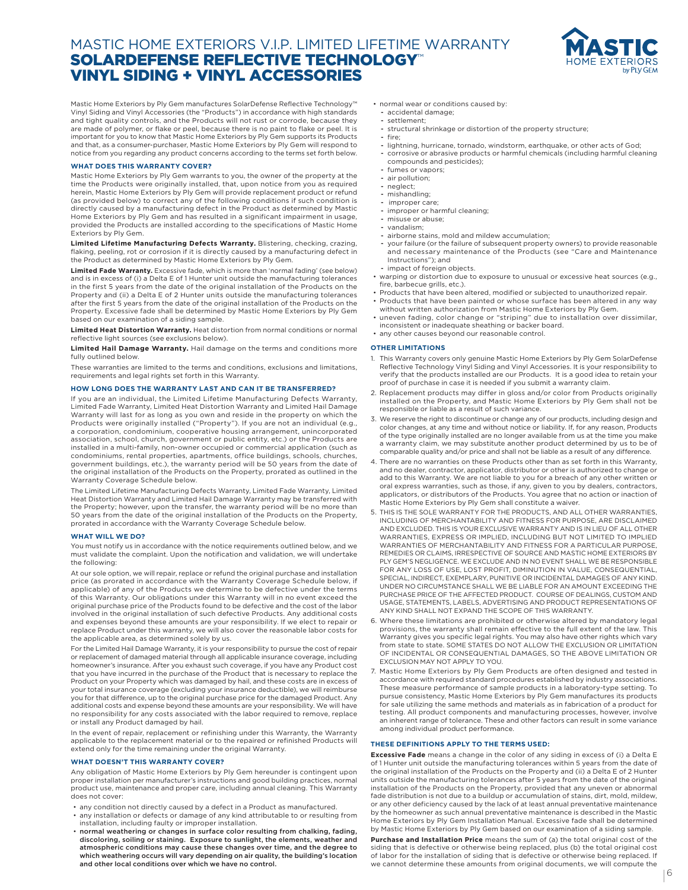# MASTIC HOME EXTERIORS V.I.P. LIMITED LIFETIME WARRANTY

# SOLARDEFENSE REFLECTIVE TECHNOLOGY™ VINYL SIDING + VINYL ACCESSORIES

Mastic Home Exteriors by Ply Gem manufactures SolarDefense Reflective Technology™ Vinyl Siding and Vinyl Accessories (the "Products") in accordance with high standards and tight quality controls, and the Products will not rust or corrode, because they are made of polymer, or flake or peel, because there is no paint to flake or peel. It is important for you to know that Mastic Home Exteriors by Ply Gem supports its Products and that, as a consumer-purchaser, Mastic Home Exteriors by Ply Gem will respond to notice from you regarding any product concerns according to the terms set forth below.

### WHAT DOES THIS WARRANTY COVER?

Mastic Home Exteriors by Ply Gem warrants to you, the owner of the property at the time the Products were originally installed, that, upon notice from you as required herein, Mastic Home Exteriors by Ply Gem will provide replacement product or refund (as provided below) to correct any of the following conditions if such condition is directly caused by a manufacturing defect in the Product as determined by Mastic Home Exteriors by Ply Gem and has resulted in a significant impairment in usage, provided the Products are installed according to the specifications of Mastic Home Exteriors by Ply Gem.

**Limited Lifetime Manufacturing Defects Warranty.** Blistering, checking, crazing, flaking, peeling, rot or corrosion if it is directly caused by a manufacturing defect in the Product as determined by Mastic Home Exteriors by Ply Gem.

**Limited Fade Warranty.** Excessive fade, which is more than 'normal fading' (see below) and is in excess of (i) a Delta E of 1 Hunter unit outside the manufacturing tolerances in the first 5 years from the date of the original installation of the Products on the Property and (ii) a Delta E of 2 Hunter units outside the manufacturing tolerances after the first 5 years from the date of the original installation of the Products on the Property. Excessive fade shall be determined by Mastic Home Exteriors by Ply Gem based on our examination of a siding sample.

**Limited Heat Distortion Warranty.** Heat distortion from normal conditions or normal reflective light sources (see exclusions below).

**Limited Hail Damage Warranty.** Hail damage on the terms and conditions more fully outlined below.

These warranties are limited to the terms and conditions, exclusions and limitations, requirements and legal rights set forth in this Warranty.

### HOW LONG DOES THE WARRANTY LAST AND CAN IT BE TRANSFERRED?

If you are an individual, the Limited Lifetime Manufacturing Defects Warranty, Limited Fade Warranty, Limited Heat Distortion Warranty and Limited Hail Damage Warranty will last for as long as you own and reside in the property on which the Products were originally installed ("Property"). If you are not an individual (e.g., a corporation, condominium, cooperative housing arrangement, unincorporated association, school, church, government or public entity, etc.) or the Products are installed in a multi-family, non-owner occupied or commercial application (such as condominiums, rental properties, apartments, office buildings, schools, churches, government buildings, etc.), the warranty period will be 50 years from the date of the original installation of the Products on the Property, prorated as outlined in the Warranty Coverage Schedule below.

The Limited Lifetime Manufacturing Defects Warranty, Limited Fade Warranty, Limited Heat Distortion Warranty and Limited Hail Damage Warranty may be transferred with the Property; however, upon the transfer, the warranty period will be no more than 50 years from the date of the original installation of the Products on the Property, prorated in accordance with the Warranty Coverage Schedule below.

### WHAT WILL WE DO?

You must notify us in accordance with the notice requirements outlined below, and we must validate the complaint. Upon the notification and validation, we will undertake the following:

At our sole option, we will repair, replace or refund the original purchase and installation price (as prorated in accordance with the Warranty Coverage Schedule below, if applicable) of any of the Products we determine to be defective under the terms of this Warranty. Our obligations under this Warranty will in no event exceed the original purchase price of the Products found to be defective and the cost of the labor involved in the original installation of such defective Products. Any additional costs and expenses beyond these amounts are your responsibility. If we elect to repair or replace Product under this warranty, we will also cover the reasonable labor costs for the applicable area, as determined solely by us.

For the Limited Hail Damage Warranty, it is your responsibility to pursue the cost of repair or replacement of damaged material through all applicable insurance coverage, including homeowner's insurance. After you exhaust such coverage, if you have any Product cost that you have incurred in the purchase of the Product that is necessary to replace the Product on your Property which was damaged by hail, and these costs are in excess of your total insurance coverage (excluding your insurance deductible), we will reimburse you for that difference, up to the original purchase price for the damaged Product. Any additional costs and expense beyond these amounts are your responsibility. We will have no responsibility for any costs associated with the labor required to remove, replace or install any Product damaged by hail.

In the event of repair, replacement or refinishing under this Warranty, the Warranty applicable to the replacement material or to the repaired or refinished Products will extend only for the time remaining under the original Warranty.

### WHAT DOESN'T THIS WARRANTY COVER?

Any obligation of Mastic Home Exteriors by Ply Gem hereunder is contingent upon proper installation per manufacturer's instructions and good building practices, normal product use, maintenance and proper care, including annual cleaning. This Warranty does not cover:

- any condition not directly caused by a defect in a Product as manufactured.
- any installation or defects or damage of any kind attributable to or resulting from installation, including faulty or improper installation.
- **normal weathering or changes in surface color resulting from chalking, fading, discoloring, soiling or staining. Exposure to sunlight, the elements, weather and atmospheric conditions may cause these changes over time, and the degree to which weathering occurs will vary depending on air quality, the building's location and other local conditions over which we have no control.**
- normal wear or conditions caused by:
  - accidental damage;
  - settlement;
  - structural shrinkage or distortion of the property structure;
  - fire;
  - lightning, hurricane, tornado, windstorm, earthquake, or other acts of God;
  - corrosive or abrasive products or harmful chemicals (including harmful cleaning compounds and pesticides);
  - fumes or vapors;
  - air pollution;
  - neglect;
  - mishandling;
  - improper care;
  - improper or harmful cleaning;
  - misuse or abuse;
  - vandalism;
  - airborne stains, mold and mildew accumulation;
  - your failure (or the failure of subsequent property owners) to provide reasonable and necessary maintenance of the Products (see "Care and Maintenance Instructions"); and
  - impact of foreign objects.
- warping or distortion due to exposure to unusual or excessive heat sources (e.g., fire, barbecue grills, etc.).
- Products that have been altered, modified or subjected to unauthorized repair.
- Products that have been painted or whose surface has been altered in any way without written authorization from Mastic Home Exteriors by Ply Gem.
- uneven fading, color change or "striping" due to installation over dissimilar, inconsistent or inadequate sheathing or backer board.
- any other causes beyond our reasonable control.

### OTHER LIMITATIONS

1. This Warranty covers only genuine Mastic Home Exteriors by Ply Gem SolarDefense Reflective Technology Vinyl Siding and Vinyl Accessories. It is your responsibility to verify that the products installed are our Products. It is a good idea to retain your proof of purchase in case it is needed if you submit a warranty claim.
2. Replacement products may differ in gloss and/or color from Products originally installed on the Property, and Mastic Home Exteriors by Ply Gem shall not be responsible or liable as a result of such variance.
3. We reserve the right to discontinue or change any of our products, including design and color changes, at any time and without notice or liability. If, for any reason, Products of the type originally installed are no longer available from us at the time you make a warranty claim, we may substitute another product determined by us to be of comparable quality and/or price and shall not be liable as a result of any difference.
4. There are no warranties on these Products other than as set forth in this Warranty, and no dealer, contractor, applicator, distributor or other is authorized to change or add to this Warranty. We are not liable to you for a breach of any other written or oral express warranties, such as those, if any, given to you by dealers, contractors, applicators, or distributors of the Products. You agree that no action or inaction of Mastic Home Exteriors by Ply Gem shall constitute a waiver.
5. THIS IS THE SOLE WARRANTY FOR THE PRODUCTS, AND ALL OTHER WARRANTIES, INCLUDING OF MERCHANTABILITY AND FITNESS FOR PURPOSE, ARE DISCLAIMED AND EXCLUDED. THIS IS YOUR EXCLUSIVE WARRANTY AND IS IN LIEU OF ALL OTHER WARRANTIES, EXPRESS OR IMPLIED, INCLUDING BUT NOT LIMITED TO IMPLIED WARRANTIES OF MERCHANTABILITY AND FITNESS FOR A PARTICULAR PURPOSE, REMEDIES OR CLAIMS, IRRESPECTIVE OF SOURCE AND MASTIC HOME EXTERIORS BY PLY GEM'S NEGLIGENCE. WE EXCLUDE AND IN NO EVENT SHALL WE BE RESPONSIBLE FOR ANY LOSS OF USE, LOST PROFIT, DIMINUTION IN VALUE, CONSEQUENTIAL, SPECIAL, INDIRECT, EXEMPLARY, PUNITIVE OR INCIDENTAL DAMAGES OF ANY KIND. UNDER NO CIRCUMSTANCE SHALL WE BE LIABLE FOR AN AMOUNT EXCEEDING THE PURCHASE PRICE OF THE AFFECTED PRODUCT. COURSE OF DEALINGS, CUSTOM AND USAGE, STATEMENTS, LABELS, ADVERTISING AND PRODUCT REPRESENTATIONS OF ANY KIND SHALL NOT EXPAND THE SCOPE OF THIS WARRANTY.
6. Where these limitations are prohibited or otherwise altered by mandatory legal provisions, the warranty shall remain effective to the full extent of the law. This Warranty gives you specific legal rights. You may also have other rights which vary from state to state. SOME STATES DO NOT ALLOW THE EXCLUSION OR LIMITATION OF INCIDENTAL OR CONSEQUENTIAL DAMAGES, SO THE ABOVE LIMITATION OR EXCLUSION MAY NOT APPLY TO YOU.
7. Mastic Home Exteriors by Ply Gem Products are often designed and tested in accordance with required standard procedures established by industry associations. These measure performance of sample products in a laboratory-type setting. To pursue consistency, Mastic Home Exteriors by Ply Gem manufactures its products for sale utilizing the same methods and materials as in fabrication of a product for testing. All product components and manufacturing processes, however, involve an inherent range of tolerance. These and other factors can result in some variance among individual product performance.

### THESE DEFINITIONS APPLY TO THE TERMS USED:

**Excessive Fade** means a change in the color of any siding in excess of (i) a Delta E of 1 Hunter unit outside the manufacturing tolerances within 5 years from the date of the original installation of the Products on the Property and (ii) a Delta E of 2 Hunter units outside the manufacturing tolerances after 5 years from the date of the original installation of the Products on the Property, provided that any uneven or abnormal fade distribution is not due to a buildup or accumulation of stains, dirt, mold, mildew, or any other deficiency caused by the lack of at least annual preventative maintenance by the homeowner as such annual preventative maintenance is described in the Mastic Home Exteriors by Ply Gem Installation Manual. Excessive fade shall be determined by Mastic Home Exteriors by Ply Gem based on our examination of a siding sample.

**Purchase and Installation Price** means the sum of (a) the total original cost of the siding that is defective or otherwise being replaced, plus (b) the total original cost of labor for the installation of siding that is defective or otherwise being replaced. If we cannot determine these amounts from original documents, we will compute the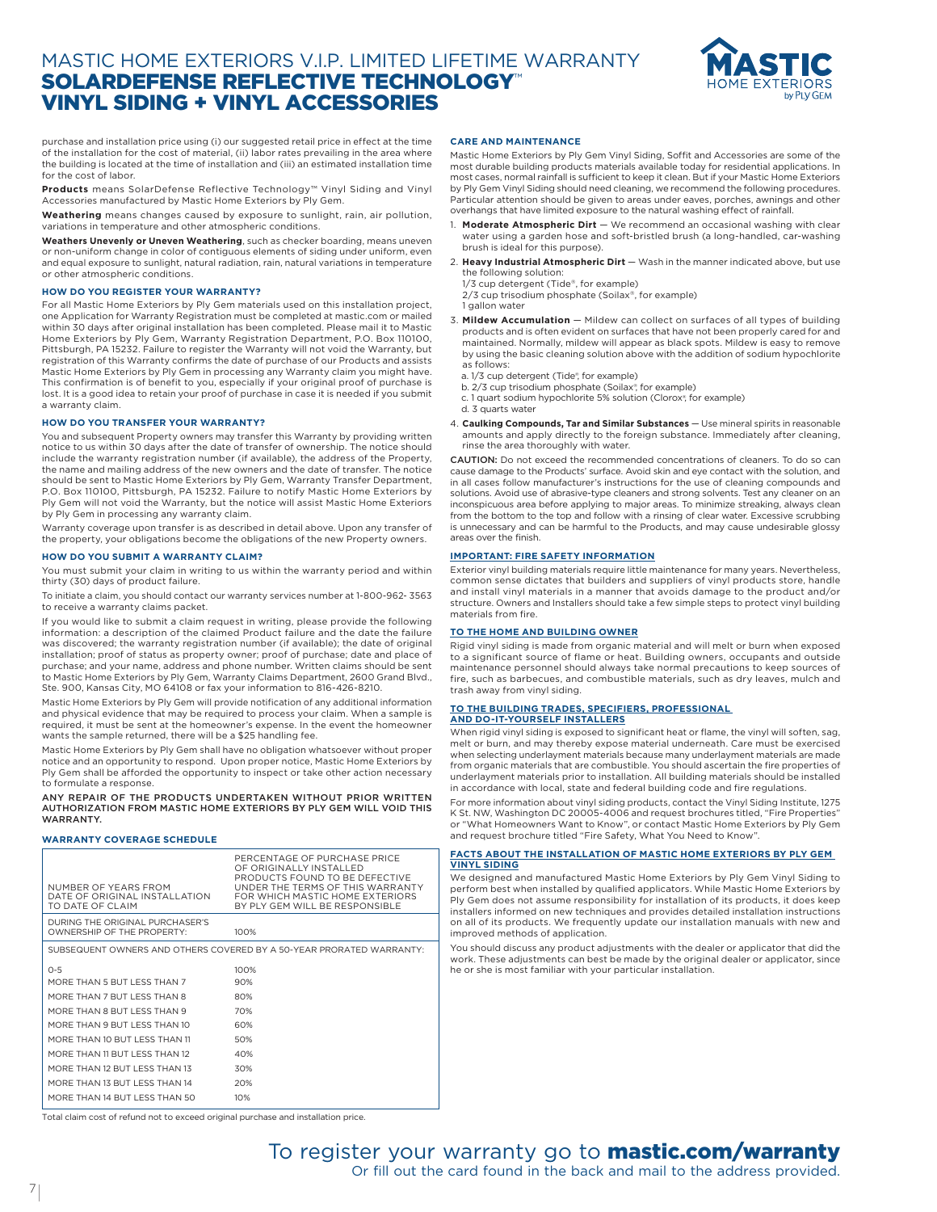# MASTIC HOME EXTERIORS V.I.P. LIMITED LIFETIME WARRANTY
## SOLARDEFENSE REFLECTIVE TECHNOLOGY™ VINYL SIDING + VINYL ACCESSORIES

purchase and installation price using (i) our suggested retail price in effect at the time of the installation for the cost of material, (ii) labor rates prevailing in the area where the building is located at the time of installation and (iii) an estimated installation time for the cost of labor.

**Products** means SolarDefense Reflective Technology™ Vinyl Siding and Vinyl Accessories manufactured by Mastic Home Exteriors by Ply Gem.

**Weathering** means changes caused by exposure to sunlight, rain, air pollution, variations in temperature and other atmospheric conditions.

**Weathers Unevenly or Uneven Weathering**, such as checker boarding, means uneven or non-uniform change in color of contiguous elements of siding under uniform, even and equal exposure to sunlight, natural radiation, rain, natural variations in temperature or other atmospheric conditions.

### HOW DO YOU REGISTER YOUR WARRANTY?

For all Mastic Home Exteriors by Ply Gem materials used on this installation project, one Application for Warranty Registration must be completed at mastic.com or mailed within 30 days after original installation has been completed. Please mail it to Mastic Home Exteriors by Ply Gem, Warranty Registration Department, P.O. Box 110100, Pittsburgh, PA 15232. Failure to register the Warranty will not void the Warranty, but registration of this Warranty confirms the date of purchase of our Products and assists Mastic Home Exteriors by Ply Gem in processing any Warranty claim you might have. This confirmation is of benefit to you, especially if your original proof of purchase is lost. It is a good idea to retain your proof of purchase in case it is needed if you submit a warranty claim.

### HOW DO YOU TRANSFER YOUR WARRANTY?

You and subsequent Property owners may transfer this Warranty by providing written notice to us within 30 days after the date of transfer of ownership. The notice should include the warranty registration number (if available), the address of the Property, the name and mailing address of the new owners and the date of transfer. The notice should be sent to Mastic Home Exteriors by Ply Gem, Warranty Transfer Department, P.O. Box 110100, Pittsburgh, PA 15232. Failure to notify Mastic Home Exteriors by Ply Gem will not void the Warranty, but the notice will assist Mastic Home Exteriors by Ply Gem in processing any warranty claim.

Warranty coverage upon transfer is as described in detail above. Upon any transfer of the property, your obligations become the obligations of the new Property owners.

### HOW DO YOU SUBMIT A WARRANTY CLAIM?

You must submit your claim in writing to us within the warranty period and within thirty (30) days of product failure.

To initiate a claim, you should contact our warranty services number at 1-800-962- 3563 to receive a warranty claims packet.

If you would like to submit a claim request in writing, please provide the following information: a description of the claimed Product failure and the date the failure was discovered; the warranty registration number (if available); the date of original installation; proof of status as property owner; proof of purchase; date and place of purchase; and your name, address and phone number. Written claims should be sent to Mastic Home Exteriors by Ply Gem, Warranty Claims Department, 2600 Grand Blvd., Ste. 900, Kansas City, MO 64108 or fax your information to 816-426-8210.

Mastic Home Exteriors by Ply Gem will provide notification of any additional information and physical evidence that may be required to process your claim. When a sample is required, it must be sent at the homeowner's expense. In the event the homeowner wants the sample returned, there will be a $25 handling fee.

Mastic Home Exteriors by Ply Gem shall have no obligation whatsoever without proper notice and an opportunity to respond. Upon proper notice, Mastic Home Exteriors by Ply Gem shall be afforded the opportunity to inspect or take other action necessary to formulate a response.

ANY REPAIR OF THE PRODUCTS UNDERTAKEN WITHOUT PRIOR WRITTEN AUTHORIZATION FROM MASTIC HOME EXTERIORS BY PLY GEM WILL VOID THIS WARRANTY.

### WARRANTY COVERAGE SCHEDULE

| NUMBER OF YEARS FROM DATE OF ORIGINAL INSTALLATION TO DATE OF CLAIM | PERCENTAGE OF PURCHASE PRICE OF ORIGINALLY INSTALLED PRODUCTS FOUND TO BE DEFECTIVE UNDER THE TERMS OF THIS WARRANTY FOR WHICH MASTIC HOME EXTERIORS BY PLY GEM WILL BE RESPONSIBLE |
|---|---|
| DURING THE ORIGINAL PURCHASER'S OWNERSHIP OF THE PROPERTY: | 100% |
| SUBSEQUENT OWNERS AND OTHERS COVERED BY A 50-YEAR PRORATED WARRANTY: | |
| 0-5 | 100% |
| MORE THAN 5 BUT LESS THAN 7 | 90% |
| MORE THAN 7 BUT LESS THAN 8 | 80% |
| MORE THAN 8 BUT LESS THAN 9 | 70% |
| MORE THAN 9 BUT LESS THAN 10 | 60% |
| MORE THAN 10 BUT LESS THAN 11 | 50% |
| MORE THAN 11 BUT LESS THAN 12 | 40% |
| MORE THAN 12 BUT LESS THAN 13 | 30% |
| MORE THAN 13 BUT LESS THAN 14 | 20% |
| MORE THAN 14 BUT LESS THAN 50 | 10% |

Total claim cost of refund not to exceed original purchase and installation price.

### CARE AND MAINTENANCE

Mastic Home Exteriors by Ply Gem Vinyl Siding, Soffit and Accessories are some of the most durable building products materials available today for residential applications. In most cases, normal rainfall is sufficient to keep it clean. But if your Mastic Home Exteriors by Ply Gem Vinyl Siding should need cleaning, we recommend the following procedures. Particular attention should be given to areas under eaves, porches, awnings and other overhangs that have limited exposure to the natural washing effect of rainfall.

1. **Moderate Atmospheric Dirt** — We recommend an occasional washing with clear water using a garden hose and soft-bristled brush (a long-handled, car-washing brush is ideal for this purpose).
2. **Heavy Industrial Atmospheric Dirt** — Wash in the manner indicated above, but use the following solution:
   1/3 cup detergent (Tide®, for example)
   2/3 cup trisodium phosphate (Soilax®, for example)
   1 gallon water
3. **Mildew Accumulation** — Mildew can collect on surfaces of all types of building products and is often evident on surfaces that have not been properly cared for and maintained. Normally, mildew will appear as black spots. Mildew is easy to remove by using the basic cleaning solution above with the addition of sodium hypochlorite as follows:
   a. 1/3 cup detergent (Tide®, for example)
   b. 2/3 cup trisodium phosphate (Soilax®, for example)
   c. 1 quart sodium hypochlorite 5% solution (Clorox®, for example)
   d. 3 quarts water
4. **Caulking Compounds, Tar and Similar Substances** — Use mineral spirits in reasonable amounts and apply directly to the foreign substance. Immediately after cleaning, rinse the area thoroughly with water.

CAUTION: Do not exceed the recommended concentrations of cleaners. To do so can cause damage to the Products' surface. Avoid skin and eye contact with the solution, and in all cases follow manufacturer's instructions for the use of cleaning compounds and solutions. Avoid use of abrasive-type cleaners and strong solvents. Test any cleaner on an inconspicuous area before applying to major areas. To minimize streaking, always clean from the bottom to the top and follow with a rinsing of clear water. Excessive scrubbing is unnecessary and can be harmful to the Products, and may cause undesirable glossy areas over the finish.

### IMPORTANT: FIRE SAFETY INFORMATION

Exterior vinyl building materials require little maintenance for many years. Nevertheless, common sense dictates that builders and suppliers of vinyl products store, handle and install vinyl materials in a manner that avoids damage to the product and/or structure. Owners and Installers should take a few simple steps to protect vinyl building materials from fire.

### TO THE HOME AND BUILDING OWNER

Rigid vinyl siding is made from organic material and will melt or burn when exposed to a significant source of flame or heat. Building owners, occupants and outside maintenance personnel should always take normal precautions to keep sources of fire, such as barbecues, and combustible materials, such as dry leaves, mulch and trash away from vinyl siding.

### TO THE BUILDING TRADES, SPECIFIERS, PROFESSIONAL AND DO-IT-YOURSELF INSTALLERS

When rigid vinyl siding is exposed to significant heat or flame, the vinyl will soften, sag, melt or burn, and may thereby expose material underneath. Care must be exercised when selecting underlayment materials because many underlayment materials are made from organic materials that are combustible. You should ascertain the fire properties of underlayment materials prior to installation. All building materials should be installed in accordance with local, state and federal building code and fire regulations.

For more information about vinyl siding products, contact the Vinyl Siding Institute, 1275 K St. NW, Washington DC 20005-4006 and request brochures titled, "Fire Properties" or "What Homeowners Want to Know", or contact Mastic Home Exteriors by Ply Gem and request brochure titled "Fire Safety, What You Need to Know".

### FACTS ABOUT THE INSTALLATION OF MASTIC HOME EXTERIORS BY PLY GEM VINYL SIDING

We designed and manufactured Mastic Home Exteriors by Ply Gem Vinyl Siding to perform best when installed by qualified applicators. While Mastic Home Exteriors by Ply Gem does not assume responsibility for installation of its products, it does keep installers informed on new techniques and provides detailed installation instructions on all of its products. We frequently update our installation manuals with new and improved methods of application.

You should discuss any product adjustments with the dealer or applicator that did the work. These adjustments can best be made by the original dealer or applicator, since he or she is most familiar with your particular installation.

To register your warranty go to **mastic.com/warranty**
Or fill out the card found in the back and mail to the address provided.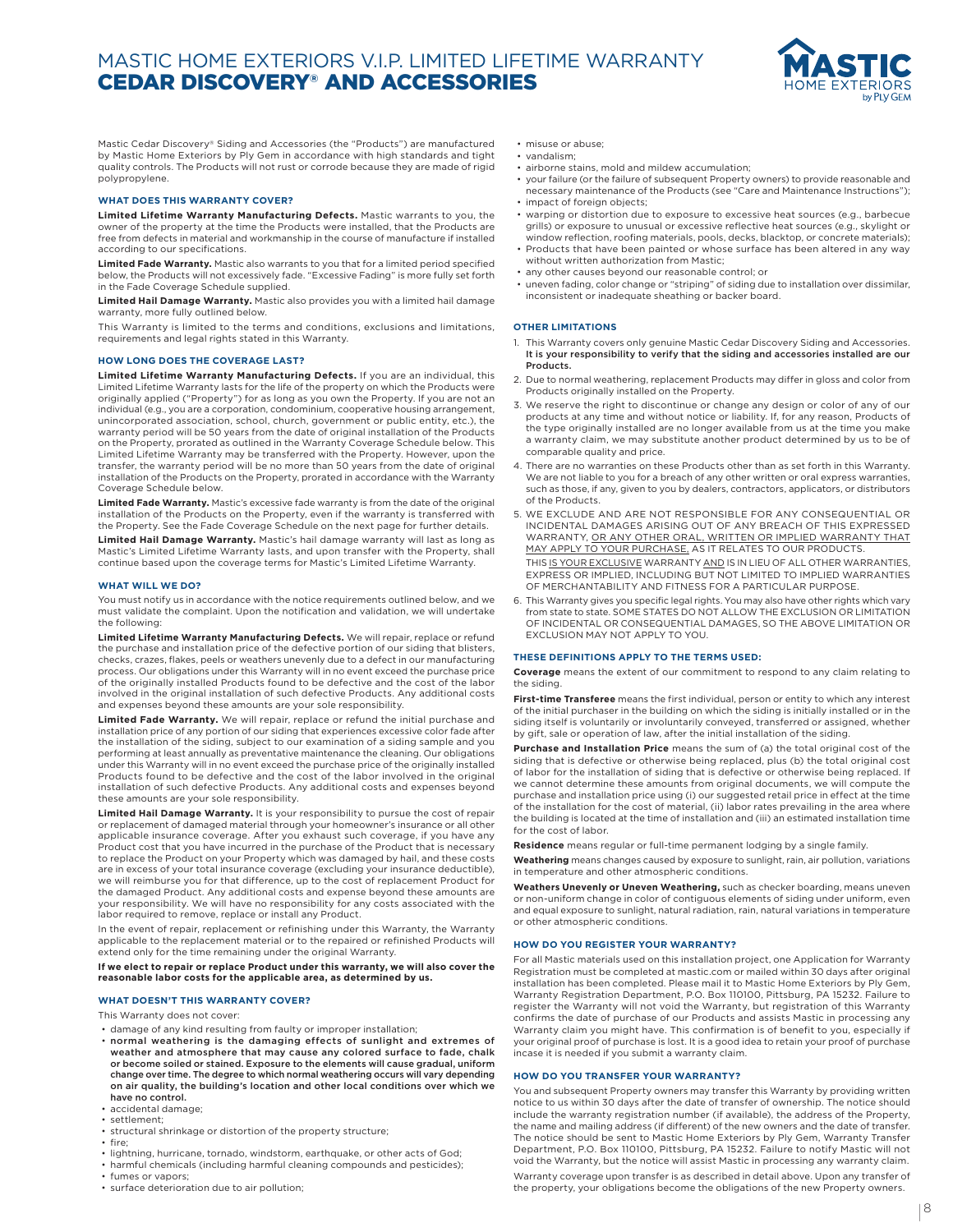# MASTIC HOME EXTERIORS V.I.P. LIMITED LIFETIME WARRANTY
# CEDAR DISCOVERY® AND ACCESSORIES

Mastic Cedar Discovery® Siding and Accessories (the "Products") are manufactured by Mastic Home Exteriors by Ply Gem in accordance with high standards and tight quality controls. The Products will not rust or corrode because they are made of rigid polypropylene.

## WHAT DOES THIS WARRANTY COVER?

**Limited Lifetime Warranty Manufacturing Defects.** Mastic warrants to you, the owner of the property at the time the Products were installed, that the Products are free from defects in material and workmanship in the course of manufacture if installed according to our specifications.

**Limited Fade Warranty.** Mastic also warrants to you that for a limited period specified below, the Products will not excessively fade. "Excessive Fading" is more fully set forth in the Fade Coverage Schedule supplied.

**Limited Hail Damage Warranty.** Mastic also provides you with a limited hail damage warranty, more fully outlined below.

This Warranty is limited to the terms and conditions, exclusions and limitations, requirements and legal rights stated in this Warranty.

## HOW LONG DOES THE COVERAGE LAST?

**Limited Lifetime Warranty Manufacturing Defects.** If you are an individual, this Limited Lifetime Warranty lasts for the life of the property on which the Products were originally applied ("Property") for as long as you own the Property. If you are not an individual (e.g., you are a corporation, condominium, cooperative housing arrangement, unincorporated association, school, church, government or public entity, etc.), the warranty period will be 50 years from the date of original installation of the Products on the Property, prorated as outlined in the Warranty Coverage Schedule below. This Limited Lifetime Warranty may be transferred with the Property. However, upon the transfer, the warranty period will be no more than 50 years from the date of original installation of the Products on the Property, prorated in accordance with the Warranty Coverage Schedule below.

**Limited Fade Warranty.** Mastic's excessive fade warranty is from the date of the original installation of the Products on the Property, even if the warranty is transferred with the Property. See the Fade Coverage Schedule on the next page for further details.

**Limited Hail Damage Warranty.** Mastic's hail damage warranty will last as long as Mastic's Limited Lifetime Warranty lasts, and upon transfer with the Property, shall continue based upon the coverage terms for Mastic's Limited Lifetime Warranty.

## WHAT WILL WE DO?

You must notify us in accordance with the notice requirements outlined below, and we must validate the complaint. Upon the notification and validation, we will undertake the following:

**Limited Lifetime Warranty Manufacturing Defects.** We will repair, replace or refund the purchase and installation price of the defective portion of our siding that blisters, checks, crazes, flakes, peels or weathers unevenly due to a defect in our manufacturing process. Our obligations under this Warranty will in no event exceed the purchase price of the originally installed Products found to be defective and the cost of the labor involved in the original installation of such defective Products. Any additional costs and expenses beyond these amounts are your sole responsibility.

**Limited Fade Warranty.** We will repair, replace or refund the initial purchase and installation price of any portion of our siding that experiences excessive color fade after the installation of the siding, subject to our examination of a siding sample and you performing at least annually as preventative maintenance the cleaning. Our obligations under this Warranty will in no event exceed the purchase price of the originally installed Products found to be defective and the cost of the labor involved in the original installation of such defective Products. Any additional costs and expenses beyond these amounts are your sole responsibility.

**Limited Hail Damage Warranty.** It is your responsibility to pursue the cost of repair or replacement of damaged material through your homeowner's insurance or all other applicable insurance coverage. After you exhaust such coverage, if you have any Product cost that you have incurred in the purchase of the Product that is necessary to replace the Product on your Property which was damaged by hail, and these costs are in excess of your total insurance coverage (excluding your insurance deductible), we will reimburse you for that difference, up to the cost of replacement Product for the damaged Product. Any additional costs and expense beyond these amounts are your responsibility. We will have no responsibility for any costs associated with the labor required to remove, replace or install any Product.

In the event of repair, replacement or refinishing under this Warranty, the Warranty applicable to the replacement material or to the repaired or refinished Products will extend only for the time remaining under the original Warranty.

**If we elect to repair or replace Product under this warranty, we will also cover the reasonable labor costs for the applicable area, as determined by us.**

## WHAT DOESN'T THIS WARRANTY COVER?

This Warranty does not cover:

- damage of any kind resulting from faulty or improper installation;
- **normal weathering is the damaging effects of sunlight and extremes of weather and atmosphere that may cause any colored surface to fade, chalk or become soiled or stained. Exposure to the elements will cause gradual, uniform change over time. The degree to which normal weathering occurs will vary depending on air quality, the building's location and other local conditions over which we have no control.**
- accidental damage;
- settlement;
- structural shrinkage or distortion of the property structure;
- fire;
- lightning, hurricane, tornado, windstorm, earthquake, or other acts of God;
- harmful chemicals (including harmful cleaning compounds and pesticides);
- fumes or vapors;
- surface deterioration due to air pollution;
- misuse or abuse;
- vandalism;
- airborne stains, mold and mildew accumulation;
- your failure (or the failure of subsequent Property owners) to provide reasonable and necessary maintenance of the Products (see "Care and Maintenance Instructions");
- impact of foreign objects;
- warping or distortion due to exposure to excessive heat sources (e.g., barbecue grills) or exposure to unusual or excessive reflective heat sources (e.g., skylight or window reflection, roofing materials, pools, decks, blacktop, or concrete materials);
- Products that have been painted or whose surface has been altered in any way without written authorization from Mastic;
- any other causes beyond our reasonable control; or
- uneven fading, color change or "striping" of siding due to installation over dissimilar, inconsistent or inadequate sheathing or backer board.

## OTHER LIMITATIONS

1. This Warranty covers only genuine Mastic Cedar Discovery Siding and Accessories. **It is your responsibility to verify that the siding and accessories installed are our Products.**
2. Due to normal weathering, replacement Products may differ in gloss and color from Products originally installed on the Property.
3. We reserve the right to discontinue or change any design or color of any of our products at any time and without notice or liability. If, for any reason, Products of the type originally installed are no longer available from us at the time you make a warranty claim, we may substitute another product determined by us to be of comparable quality and price.
4. There are no warranties on these Products other than as set forth in this Warranty. We are not liable to you for a breach of any other written or oral express warranties, such as those, if any, given to you by dealers, contractors, applicators, or distributors of the Products.
5. WE EXCLUDE AND ARE NOT RESPONSIBLE FOR ANY CONSEQUENTIAL OR INCIDENTAL DAMAGES ARISING OUT OF ANY BREACH OF THIS EXPRESSED WARRANTY, OR ANY OTHER ORAL, WRITTEN OR IMPLIED WARRANTY THAT MAY APPLY TO YOUR PURCHASE, AS IT RELATES TO OUR PRODUCTS.

   THIS IS YOUR EXCLUSIVE WARRANTY AND IS IN LIEU OF ALL OTHER WARRANTIES, EXPRESS OR IMPLIED, INCLUDING BUT NOT LIMITED TO IMPLIED WARRANTIES OF MERCHANTABILITY AND FITNESS FOR A PARTICULAR PURPOSE.
6. This Warranty gives you specific legal rights. You may also have other rights which vary from state to state. SOME STATES DO NOT ALLOW THE EXCLUSION OR LIMITATION OF INCIDENTAL OR CONSEQUENTIAL DAMAGES, SO THE ABOVE LIMITATION OR EXCLUSION MAY NOT APPLY TO YOU.

## THESE DEFINITIONS APPLY TO THE TERMS USED:

**Coverage** means the extent of our commitment to respond to any claim relating to the siding.

**First-time Transferee** means the first individual, person or entity to which any interest of the initial purchaser in the building on which the siding is initially installed or in the siding itself is voluntarily or involuntarily conveyed, transferred or assigned, whether by gift, sale or operation of law, after the initial installation of the siding.

**Purchase and Installation Price** means the sum of (a) the total original cost of the siding that is defective or otherwise being replaced, plus (b) the total original cost of labor for the installation of siding that is defective or otherwise being replaced. If we cannot determine these amounts from original documents, we will compute the purchase and installation price using (i) our suggested retail price in effect at the time of the installation for the cost of material, (ii) labor rates prevailing in the area where the building is located at the time of installation and (iii) an estimated installation time for the cost of labor.

**Residence** means regular or full-time permanent lodging by a single family.

**Weathering** means changes caused by exposure to sunlight, rain, air pollution, variations in temperature and other atmospheric conditions.

**Weathers Unevenly or Uneven Weathering,** such as checker boarding, means uneven or non-uniform change in color of contiguous elements of siding under uniform, even and equal exposure to sunlight, natural radiation, rain, natural variations in temperature or other atmospheric conditions.

## HOW DO YOU REGISTER YOUR WARRANTY?

For all Mastic materials used on this installation project, one Application for Warranty Registration must be completed at mastic.com or mailed within 30 days after original installation has been completed. Please mail it to Mastic Home Exteriors by Ply Gem, Warranty Registration Department, P.O. Box 110100, Pittsburg, PA 15232. Failure to register the Warranty will not void the Warranty, but registration of this Warranty confirms the date of purchase of our Products and assists Mastic in processing any Warranty claim you might have. This confirmation is of benefit to you, especially if your original proof of purchase is lost. It is a good idea to retain your proof of purchase incase it is needed if you submit a warranty claim.

## HOW DO YOU TRANSFER YOUR WARRANTY?

You and subsequent Property owners may transfer this Warranty by providing written notice to us within 30 days after the date of transfer of ownership. The notice should include the warranty registration number (if available), the address of the Property, the name and mailing address (if different) of the new owners and the date of transfer. The notice should be sent to Mastic Home Exteriors by Ply Gem, Warranty Transfer Department, P.O. Box 110100, Pittsburg, PA 15232. Failure to notify Mastic will not void the Warranty, but the notice will assist Mastic in processing any warranty claim.

Warranty coverage upon transfer is as described in detail above. Upon any transfer of the property, your obligations become the obligations of the new Property owners.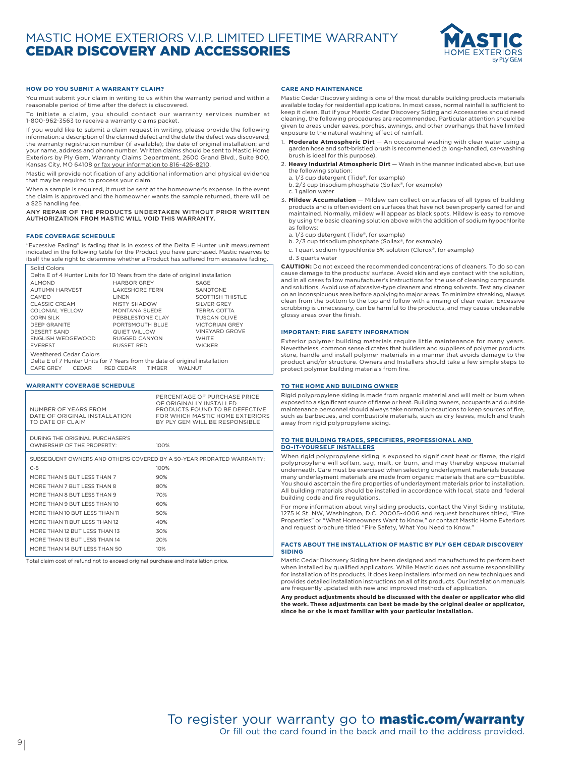# MASTIC HOME EXTERIORS V.I.P. LIMITED LIFETIME WARRANTY
# CEDAR DISCOVERY AND ACCESSORIES

### HOW DO YOU SUBMIT A WARRANTY CLAIM?

You must submit your claim in writing to us within the warranty period and within a reasonable period of time after the defect is discovered.

To initiate a claim, you should contact our warranty services number at 1-800-962-3563 to receive a warranty claims packet.

If you would like to submit a claim request in writing, please provide the following information: a description of the claimed defect and the date the defect was discovered; the warranty registration number (if available); the date of original installation; and your name, address and phone number. Written claims should be sent to Mastic Home Exteriors by Ply Gem, Warranty Claims Department, 2600 Grand Blvd., Suite 900, Kansas City, MO 64108 or fax your information to 816-426-8210.

Mastic will provide notification of any additional information and physical evidence that may be required to process your claim.

When a sample is required, it must be sent at the homeowner's expense. In the event the claim is approved and the homeowner wants the sample returned, there will be a $25 handling fee.

ANY REPAIR OF THE PRODUCTS UNDERTAKEN WITHOUT PRIOR WRITTEN AUTHORIZATION FROM MASTIC WILL VOID THIS WARRANTY.

### FADE COVERAGE SCHEDULE

"Excessive Fading" is fading that is in excess of the Delta E Hunter unit measurement indicated in the following table for the Product you have purchased. Mastic reserves to itself the sole right to determine whether a Product has suffered from excessive fading.

| Solid Colors | | |
|---|---|---|
| Delta E of 4 Hunter Units for 10 Years from the date of original installation | | |
| ALMOND | HARBOR GREY | SAGE |
| AUTUMN HARVEST | LAKESHORE FERN | SANDTONE |
| CAMEO | LINEN | SCOTTISH THISTLE |
| CLASSIC CREAM | MISTY SHADOW | SILVER GREY |
| COLONIAL YELLOW | MONTANA SUEDE | TERRA COTTA |
| CORN SILK | PEBBLESTONE CLAY | TUSCAN OLIVE |
| DEEP GRANITE | PORTSMOUTH BLUE | VICTORIAN GREY |
| DESERT SAND | QUIET WILLOW | VINEYARD GROVE |
| ENGLISH WEDGEWOOD | RUGGED CANYON | WHITE |
| EVEREST | RUSSET RED | WICKER |
| Weathered Cedar Colors | | |
| Delta E of 7 Hunter Units for 7 Years from the date of original installation | | |
| CAPE GREY CEDAR RED CEDAR TIMBER WALNUT | | |

### WARRANTY COVERAGE SCHEDULE

| NUMBER OF YEARS FROM DATE OF ORIGINAL INSTALLATION TO DATE OF CLAIM | PERCENTAGE OF PURCHASE PRICE OF ORIGINALLY INSTALLED PRODUCTS FOUND TO BE DEFECTIVE FOR WHICH MASTIC HOME EXTERIORS BY PLY GEM WILL BE RESPONSIBLE |
|---|---|
| DURING THE ORIGINAL PURCHASER'S OWNERSHIP OF THE PROPERTY: | 100% |
| SUBSEQUENT OWNERS AND OTHERS COVERED BY A 50-YEAR PRORATED WARRANTY: | |
| 0-5 | 100% |
| MORE THAN 5 BUT LESS THAN 7 | 90% |
| MORE THAN 7 BUT LESS THAN 8 | 80% |
| MORE THAN 8 BUT LESS THAN 9 | 70% |
| MORE THAN 9 BUT LESS THAN 10 | 60% |
| MORE THAN 10 BUT LESS THAN 11 | 50% |
| MORE THAN 11 BUT LESS THAN 12 | 40% |
| MORE THAN 12 BUT LESS THAN 13 | 30% |
| MORE THAN 13 BUT LESS THAN 14 | 20% |
| MORE THAN 14 BUT LESS THAN 50 | 10% |

Total claim cost of refund not to exceed original purchase and installation price.

### CARE AND MAINTENANCE

Mastic Cedar Discovery siding is one of the most durable building products materials available today for residential applications. In most cases, normal rainfall is sufficient to keep it clean. But if your Mastic Cedar Discovery Siding and Accessories should need cleaning, the following procedures are recommended. Particular attention should be given to areas under eaves, porches, awnings, and other overhangs that have limited exposure to the natural washing effect of rainfall.

1. **Moderate Atmospheric Dirt** — An occasional washing with clear water using a garden hose and soft-bristled brush is recommended (a long-handled, car-washing brush is ideal for this purpose).
2. **Heavy Industrial Atmospheric Dirt** — Wash in the manner indicated above, but use the following solution:
   a. 1/3 cup detergent (Tide®, for example)
   b. 2/3 cup trisodium phosphate (Soilax®, for example)
   c. 1 gallon water
3. **Mildew Accumulation** — Mildew can collect on surfaces of all types of building products and is often evident on surfaces that have not been properly cared for and maintained. Normally, mildew will appear as black spots. Mildew is easy to remove by using the basic cleaning solution above with the addition of sodium hypochlorite as follows:
   a. 1/3 cup detergent (Tide®, for example)
   b. 2/3 cup trisodium phosphate (Soilax®, for example)
   c. 1 quart sodium hypochlorite 5% solution (Clorox®, for example)
   d. 3 quarts water

**CAUTION:** Do not exceed the recommended concentrations of cleaners. To do so can cause damage to the products' surface. Avoid skin and eye contact with the solution, and in all cases follow manufacturer's instructions for the use of cleaning compounds and solutions. Avoid use of abrasive-type cleaners and strong solvents. Test any cleaner on an inconspicuous area before applying to major areas. To minimize streaking, always clean from the bottom to the top and follow with a rinsing of clear water. Excessive scrubbing is unnecessary, can be harmful to the products, and may cause undesirable glossy areas over the finish.

### IMPORTANT: FIRE SAFETY INFORMATION

Exterior polymer building materials require little maintenance for many years. Nevertheless, common sense dictates that builders and suppliers of polymer products store, handle and install polymer materials in a manner that avoids damage to the product and/or structure. Owners and Installers should take a few simple steps to protect polymer building materials from fire.

### TO THE HOME AND BUILDING OWNER

Rigid polypropylene siding is made from organic material and will melt or burn when exposed to a significant source of flame or heat. Building owners, occupants and outside maintenance personnel should always take normal precautions to keep sources of fire, such as barbecues, and combustible materials, such as dry leaves, mulch and trash away from rigid polypropylene siding.

### TO THE BUILDING TRADES, SPECIFIERS, PROFESSIONAL AND DO-IT-YOURSELF INSTALLERS

When rigid polypropylene siding is exposed to significant heat or flame, the rigid polypropylene will soften, sag, melt, or burn, and may thereby expose material underneath. Care must be exercised when selecting underlayment materials because many underlayment materials are made from organic materials that are combustible. You should ascertain the fire properties of underlayment materials prior to installation. All building materials should be installed in accordance with local, state and federal building code and fire regulations.

For more information about vinyl siding products, contact the Vinyl Siding Institute, 1275 K St. NW, Washington, D.C. 20005-4006 and request brochures titled, "Fire Properties" or "What Homeowners Want to Know," or contact Mastic Home Exteriors and request brochure titled "Fire Safety, What You Need to Know."

### FACTS ABOUT THE INSTALLATION OF MASTIC BY PLY GEM CEDAR DISCOVERY SIDING

Mastic Cedar Discovery Siding has been designed and manufactured to perform best when installed by qualified applicators. While Mastic does not assume responsibility for installation of its products, it does keep installers informed on new techniques and provides detailed installation instructions on all of its products. Our installation manuals are frequently updated with new and improved methods of application.

**Any product adjustments should be discussed with the dealer or applicator who did the work. These adjustments can best be made by the original dealer or applicator, since he or she is most familiar with your particular installation.**

To register your warranty go to **mastic.com/warranty**
Or fill out the card found in the back and mail to the address provided.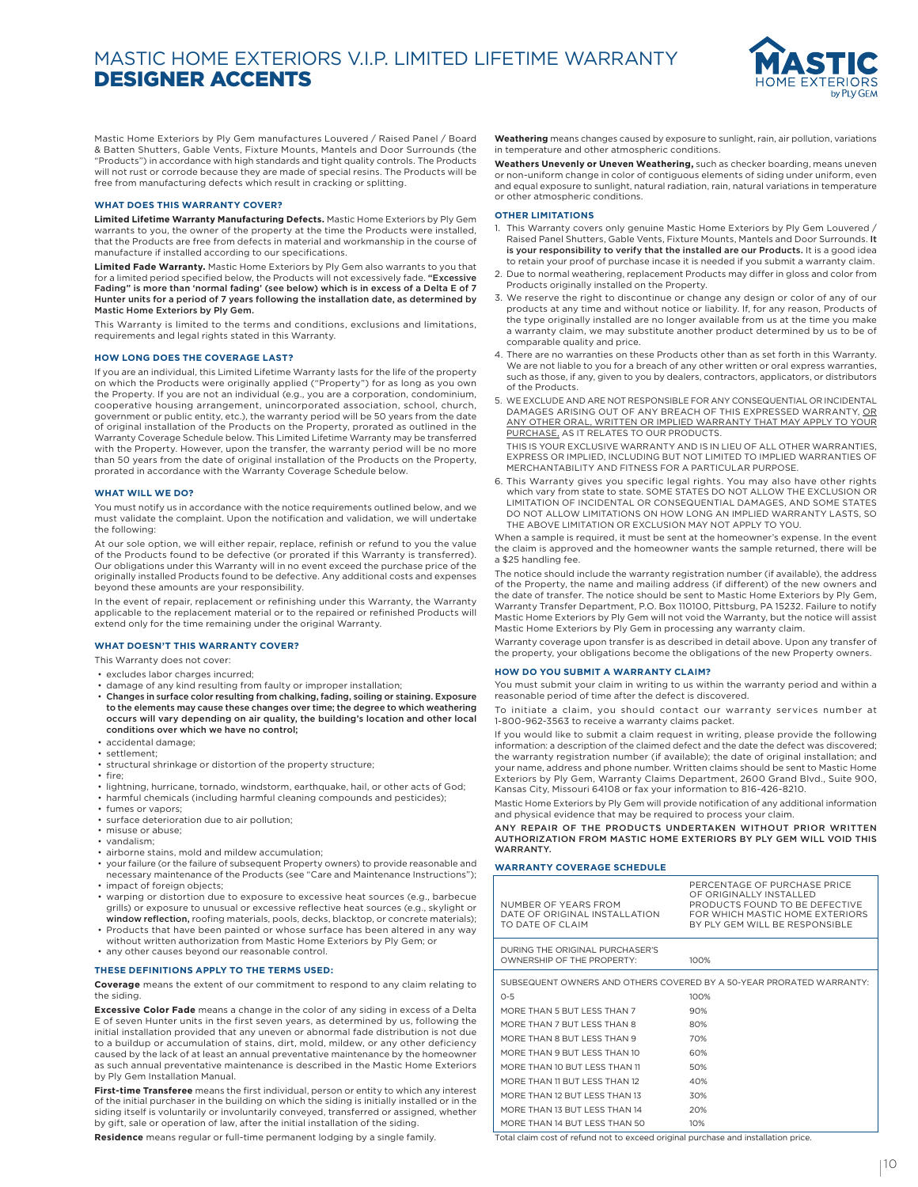# MASTIC HOME EXTERIORS V.I.P. LIMITED LIFETIME WARRANTY
# DESIGNER ACCENTS

Mastic Home Exteriors by Ply Gem manufactures Louvered / Raised Panel / Board & Batten Shutters, Gable Vents, Fixture Mounts, Mantels and Door Surrounds (the "Products") in accordance with high standards and tight quality controls. The Products will not rust or corrode because they are made of special resins. The Products will be free from manufacturing defects which result in cracking or splitting.

### WHAT DOES THIS WARRANTY COVER?

**Limited Lifetime Warranty Manufacturing Defects.** Mastic Home Exteriors by Ply Gem warrants to you, the owner of the property at the time the Products were installed, that the Products are free from defects in material and workmanship in the course of manufacture if installed according to our specifications.

**Limited Fade Warranty.** Mastic Home Exteriors by Ply Gem also warrants to you that for a limited period specified below, the Products will not excessively fade. **"Excessive Fading" is more than 'normal fading' (see below) which is in excess of a Delta E of 7 Hunter units for a period of 7 years following the installation date, as determined by Mastic Home Exteriors by Ply Gem.**

This Warranty is limited to the terms and conditions, exclusions and limitations, requirements and legal rights stated in this Warranty.

### HOW LONG DOES THE COVERAGE LAST?

If you are an individual, this Limited Lifetime Warranty lasts for the life of the property on which the Products were originally applied ("Property") for as long as you own the Property. If you are not an individual (e.g., you are a corporation, condominium, cooperative housing arrangement, unincorporated association, school, church, government or public entity, etc.), the warranty period will be 50 years from the date of original installation of the Products on the Property, prorated as outlined in the Warranty Coverage Schedule below. This Limited Lifetime Warranty may be transferred with the Property. However, upon the transfer, the warranty period will be no more than 50 years from the date of original installation of the Products on the Property, prorated in accordance with the Warranty Coverage Schedule below.

### WHAT WILL WE DO?

You must notify us in accordance with the notice requirements outlined below, and we must validate the complaint. Upon the notification and validation, we will undertake the following:

At our sole option, we will either repair, replace, refinish or refund to you the value of the Products found to be defective (or prorated if this Warranty is transferred). Our obligations under this Warranty will in no event exceed the purchase price of the originally installed Products found to be defective. Any additional costs and expenses beyond these amounts are your responsibility.

In the event of repair, replacement or refinishing under this Warranty, the Warranty applicable to the replacement material or to the repaired or refinished Products will extend only for the time remaining under the original Warranty.

### WHAT DOESN'T THIS WARRANTY COVER?

This Warranty does not cover:

- excludes labor charges incurred;
- damage of any kind resulting from faulty or improper installation;
- **Changes in surface color resulting from chalking, fading, soiling or staining. Exposure to the elements may cause these changes over time; the degree to which weathering occurs will vary depending on air quality, the building's location and other local conditions over which we have no control;**
- accidental damage;
- settlement;
- structural shrinkage or distortion of the property structure;
- fire;
- lightning, hurricane, tornado, windstorm, earthquake, hail, or other acts of God;
- harmful chemicals (including harmful cleaning compounds and pesticides);
- fumes or vapors;
- surface deterioration due to air pollution;
- misuse or abuse;
- vandalism;
- airborne stains, mold and mildew accumulation;
- your failure (or the failure of subsequent Property owners) to provide reasonable and necessary maintenance of the Products (see "Care and Maintenance Instructions");
- impact of foreign objects;
- warping or distortion due to exposure to excessive heat sources (e.g., barbecue grills) or exposure to unusual or excessive reflective heat sources (e.g., skylight or **window reflection,** roofing materials, pools, decks, blacktop, or concrete materials);
- Products that have been painted or whose surface has been altered in any way without written authorization from Mastic Home Exteriors by Ply Gem; or
- any other causes beyond our reasonable control.

### THESE DEFINITIONS APPLY TO THE TERMS USED:

**Coverage** means the extent of our commitment to respond to any claim relating to the siding.

**Excessive Color Fade** means a change in the color of any siding in excess of a Delta E of seven Hunter units in the first seven years, as determined by us, following the initial installation provided that any uneven or abnormal fade distribution is not due to a buildup or accumulation of stains, dirt, mold, mildew, or any other deficiency caused by the lack of at least an annual preventative maintenance by the homeowner as such annual preventative maintenance is described in the Mastic Home Exteriors by Ply Gem Installation Manual.

**First-time Transferee** means the first individual, person or entity to which any interest of the initial purchaser in the building on which the siding is initially installed or in the siding itself is voluntarily or involuntarily conveyed, transferred or assigned, whether by gift, sale or operation of law, after the initial installation of the siding.

**Residence** means regular or full-time permanent lodging by a single family.

**Weathering** means changes caused by exposure to sunlight, rain, air pollution, variations in temperature and other atmospheric conditions.

**Weathers Unevenly or Uneven Weathering,** such as checker boarding, means uneven or non-uniform change in color of contiguous elements of siding under uniform, even and equal exposure to sunlight, natural radiation, rain, natural variations in temperature or other atmospheric conditions.

### OTHER LIMITATIONS

1. This Warranty covers only genuine Mastic Home Exteriors by Ply Gem Louvered / Raised Panel Shutters, Gable Vents, Fixture Mounts, Mantels and Door Surrounds. **It is your responsibility to verify that the installed are our Products.** It is a good idea to retain your proof of purchase incase it is needed if you submit a warranty claim.
2. Due to normal weathering, replacement Products may differ in gloss and color from Products originally installed on the Property.
3. We reserve the right to discontinue or change any design or color of any of our products at any time and without notice or liability. If, for any reason, Products of the type originally installed are no longer available from us at the time you make a warranty claim, we may substitute another product determined by us to be of comparable quality and price.
4. There are no warranties on these Products other than as set forth in this Warranty. We are not liable to you for a breach of any other written or oral express warranties, such as those, if any, given to you by dealers, contractors, applicators, or distributors of the Products.
5. WE EXCLUDE AND ARE NOT RESPONSIBLE FOR ANY CONSEQUENTIAL OR INCIDENTAL DAMAGES ARISING OUT OF ANY BREACH OF THIS EXPRESSED WARRANTY, <u>OR ANY OTHER ORAL, WRITTEN OR IMPLIED WARRANTY THAT MAY APPLY TO YOUR PURCHASE,</u> AS IT RELATES TO OUR PRODUCTS.

   THIS IS YOUR EXCLUSIVE WARRANTY AND IS IN LIEU OF ALL OTHER WARRANTIES, EXPRESS OR IMPLIED, INCLUDING BUT NOT LIMITED TO IMPLIED WARRANTIES OF MERCHANTABILITY AND FITNESS FOR A PARTICULAR PURPOSE.
6. This Warranty gives you specific legal rights. You may also have other rights which vary from state to state. SOME STATES DO NOT ALLOW THE EXCLUSION OR LIMITATION OF INCIDENTAL OR CONSEQUENTIAL DAMAGES, AND SOME STATES DO NOT ALLOW LIMITATIONS ON HOW LONG AN IMPLIED WARRANTY LASTS, SO THE ABOVE LIMITATION OR EXCLUSION MAY NOT APPLY TO YOU.

When a sample is required, it must be sent at the homeowner's expense. In the event the claim is approved and the homeowner wants the sample returned, there will be a $25 handling fee.

The notice should include the warranty registration number (if available), the address of the Property, the name and mailing address (if different) of the new owners and the date of transfer. The notice should be sent to Mastic Home Exteriors by Ply Gem, Warranty Transfer Department, P.O. Box 110100, Pittsburg, PA 15232. Failure to notify Mastic Home Exteriors by Ply Gem will not void the Warranty, but the notice will assist Mastic Home Exteriors by Ply Gem in processing any warranty claim.

Warranty coverage upon transfer is as described in detail above. Upon any transfer of the property, your obligations become the obligations of the new Property owners.

### HOW DO YOU SUBMIT A WARRANTY CLAIM?

You must submit your claim in writing to us within the warranty period and within a reasonable period of time after the defect is discovered.

To initiate a claim, you should contact our warranty services number at 1-800-962-3563 to receive a warranty claims packet.

If you would like to submit a claim request in writing, please provide the following information: a description of the claimed defect and the date the defect was discovered; the warranty registration number (if available); the date of original installation; and your name, address and phone number. Written claims should be sent to Mastic Home Exteriors by Ply Gem, Warranty Claims Department, 2600 Grand Blvd., Suite 900, Kansas City, Missouri 64108 or fax your information to 816-426-8210.

Mastic Home Exteriors by Ply Gem will provide notification of any additional information and physical evidence that may be required to process your claim.

ANY REPAIR OF THE PRODUCTS UNDERTAKEN WITHOUT PRIOR WRITTEN AUTHORIZATION FROM MASTIC HOME EXTERIORS BY PLY GEM WILL VOID THIS WARRANTY.

### WARRANTY COVERAGE SCHEDULE

| NUMBER OF YEARS FROM DATE OF ORIGINAL INSTALLATION TO DATE OF CLAIM | PERCENTAGE OF PURCHASE PRICE OF ORIGINALLY INSTALLED PRODUCTS FOUND TO BE DEFECTIVE FOR WHICH MASTIC HOME EXTERIORS BY PLY GEM WILL BE RESPONSIBLE |
|---|---|
| DURING THE ORIGINAL PURCHASER'S OWNERSHIP OF THE PROPERTY: | 100% |
| SUBSEQUENT OWNERS AND OTHERS COVERED BY A 50-YEAR PRORATED WARRANTY: | |
| 0-5 | 100% |
| MORE THAN 5 BUT LESS THAN 7 | 90% |
| MORE THAN 7 BUT LESS THAN 8 | 80% |
| MORE THAN 8 BUT LESS THAN 9 | 70% |
| MORE THAN 9 BUT LESS THAN 10 | 60% |
| MORE THAN 10 BUT LESS THAN 11 | 50% |
| MORE THAN 11 BUT LESS THAN 12 | 40% |
| MORE THAN 12 BUT LESS THAN 13 | 30% |
| MORE THAN 13 BUT LESS THAN 14 | 20% |
| MORE THAN 14 BUT LESS THAN 50 | 10% |

Total claim cost of refund not to exceed original purchase and installation price.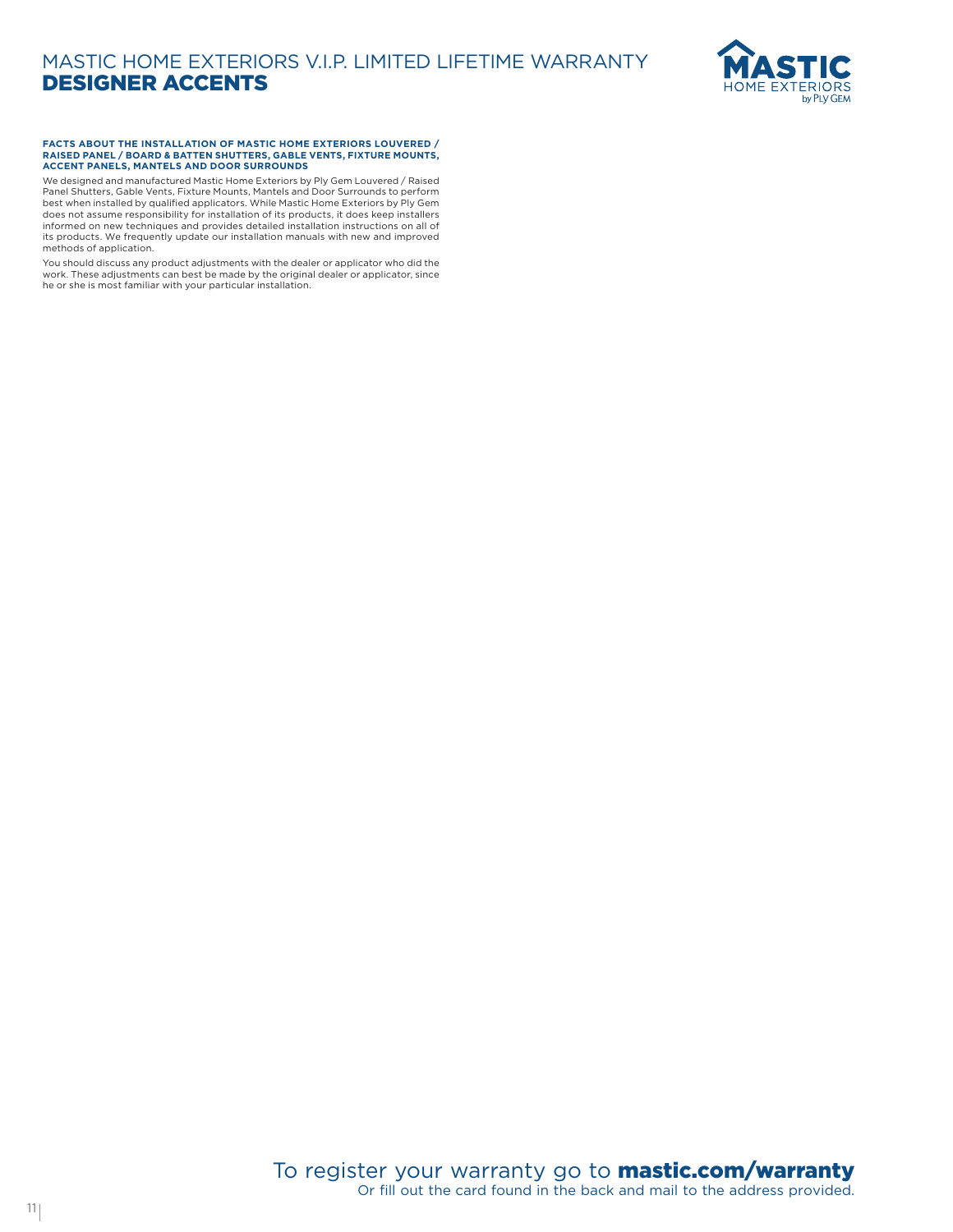# MASTIC HOME EXTERIORS V.I.P. LIMITED LIFETIME WARRANTY
## DESIGNER ACCENTS

**FACTS ABOUT THE INSTALLATION OF MASTIC HOME EXTERIORS LOUVERED / RAISED PANEL / BOARD & BATTEN SHUTTERS, GABLE VENTS, FIXTURE MOUNTS, ACCENT PANELS, MANTELS AND DOOR SURROUNDS**

We designed and manufactured Mastic Home Exteriors by Ply Gem Louvered / Raised Panel Shutters, Gable Vents, Fixture Mounts, Mantels and Door Surrounds to perform best when installed by qualified applicators. While Mastic Home Exteriors by Ply Gem does not assume responsibility for installation of its products, it does keep installers informed on new techniques and provides detailed installation instructions on all of its products. We frequently update our installation manuals with new and improved methods of application.

You should discuss any product adjustments with the dealer or applicator who did the work. These adjustments can best be made by the original dealer or applicator, since he or she is most familiar with your particular installation.

To register your warranty go to **mastic.com/warranty**
Or fill out the card found in the back and mail to the address provided.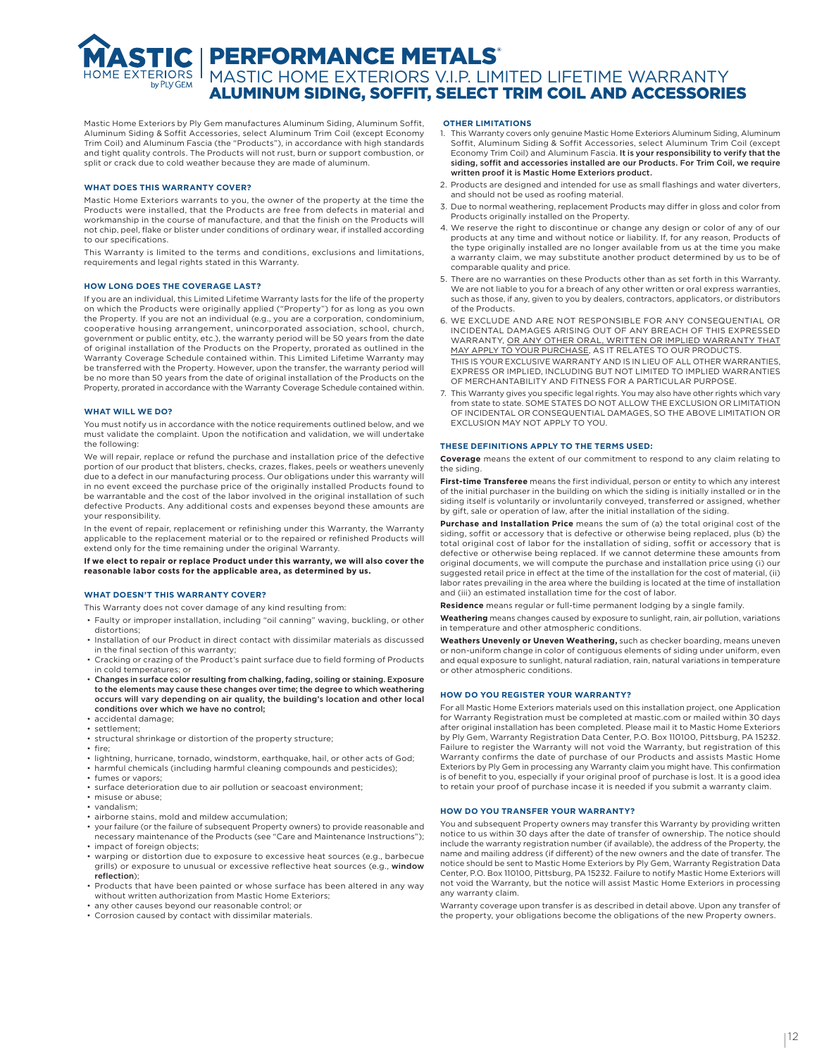# PERFORMANCE METALS®

## MASTIC HOME EXTERIORS V.I.P. LIMITED LIFETIME WARRANTY

## ALUMINUM SIDING, SOFFIT, SELECT TRIM COIL AND ACCESSORIES

Mastic Home Exteriors by Ply Gem manufactures Aluminum Siding, Aluminum Soffit, Aluminum Siding & Soffit Accessories, select Aluminum Trim Coil (except Economy Trim Coil) and Aluminum Fascia (the "Products"), in accordance with high standards and tight quality controls. The Products will not rust, burn or support combustion, or split or crack due to cold weather because they are made of aluminum.

### WHAT DOES THIS WARRANTY COVER?

Mastic Home Exteriors warrants to you, the owner of the property at the time the Products were installed, that the Products are free from defects in material and workmanship in the course of manufacture, and that the finish on the Products will not chip, peel, flake or blister under conditions of ordinary wear, if installed according to our specifications.

This Warranty is limited to the terms and conditions, exclusions and limitations, requirements and legal rights stated in this Warranty.

### HOW LONG DOES THE COVERAGE LAST?

If you are an individual, this Limited Lifetime Warranty lasts for the life of the property on which the Products were originally applied ("Property") for as long as you own the Property. If you are not an individual (e.g., you are a corporation, condominium, cooperative housing arrangement, unincorporated association, school, church, government or public entity, etc.), the warranty period will be 50 years from the date of original installation of the Products on the Property, prorated as outlined in the Warranty Coverage Schedule contained within. This Limited Lifetime Warranty may be transferred with the Property. However, upon the transfer, the warranty period will be no more than 50 years from the date of original installation of the Products on the Property, prorated in accordance with the Warranty Coverage Schedule contained within.

### WHAT WILL WE DO?

You must notify us in accordance with the notice requirements outlined below, and we must validate the complaint. Upon the notification and validation, we will undertake the following:

We will repair, replace or refund the purchase and installation price of the defective portion of our product that blisters, checks, crazes, flakes, peels or weathers unevenly due to a defect in our manufacturing process. Our obligations under this warranty will in no event exceed the purchase price of the originally installed Products found to be warrantable and the cost of the labor involved in the original installation of such defective Products. Any additional costs and expenses beyond these amounts are your responsibility.

In the event of repair, replacement or refinishing under this Warranty, the Warranty applicable to the replacement material or to the repaired or refinished Products will extend only for the time remaining under the original Warranty.

**If we elect to repair or replace Product under this warranty, we will also cover the reasonable labor costs for the applicable area, as determined by us.**

### WHAT DOESN'T THIS WARRANTY COVER?

This Warranty does not cover damage of any kind resulting from:

- Faulty or improper installation, including "oil canning" waving, buckling, or other distortions;
- Installation of our Product in direct contact with dissimilar materials as discussed in the final section of this warranty;
- Cracking or crazing of the Product's paint surface due to field forming of Products in cold temperatures; or
- **Changes in surface color resulting from chalking, fading, soiling or staining. Exposure to the elements may cause these changes over time; the degree to which weathering occurs will vary depending on air quality, the building's location and other local conditions over which we have no control;**
- accidental damage;
- settlement;
- structural shrinkage or distortion of the property structure;
- fire;
- lightning, hurricane, tornado, windstorm, earthquake, hail, or other acts of God;
- harmful chemicals (including harmful cleaning compounds and pesticides);
- fumes or vapors;
- surface deterioration due to air pollution or seacoast environment;
- misuse or abuse;
- vandalism;
- airborne stains, mold and mildew accumulation;
- your failure (or the failure of subsequent Property owners) to provide reasonable and necessary maintenance of the Products (see "Care and Maintenance Instructions");
- impact of foreign objects;
- warping or distortion due to exposure to excessive heat sources (e.g., barbecue grills) or exposure to unusual or excessive reflective heat sources (e.g., **window reflection**);
- Products that have been painted or whose surface has been altered in any way without written authorization from Mastic Home Exteriors;
- any other causes beyond our reasonable control; or
- Corrosion caused by contact with dissimilar materials.

### OTHER LIMITATIONS

1. This Warranty covers only genuine Mastic Home Exteriors Aluminum Siding, Aluminum Soffit, Aluminum Siding & Soffit Accessories, select Aluminum Trim Coil (except Economy Trim Coil) and Aluminum Fascia. **It is your responsibility to verify that the siding, soffit and accessories installed are our Products. For Trim Coil, we require written proof it is Mastic Home Exteriors product.**
2. Products are designed and intended for use as small flashings and water diverters, and should not be used as roofing material.
3. Due to normal weathering, replacement Products may differ in gloss and color from Products originally installed on the Property.
4. We reserve the right to discontinue or change any design or color of any of our products at any time and without notice or liability. If, for any reason, Products of the type originally installed are no longer available from us at the time you make a warranty claim, we may substitute another product determined by us to be of comparable quality and price.
5. There are no warranties on these Products other than as set forth in this Warranty. We are not liable to you for a breach of any other written or oral express warranties, such as those, if any, given to you by dealers, contractors, applicators, or distributors of the Products.
6. WE EXCLUDE AND ARE NOT RESPONSIBLE FOR ANY CONSEQUENTIAL OR INCIDENTAL DAMAGES ARISING OUT OF ANY BREACH OF THIS EXPRESSED WARRANTY, <u>OR ANY OTHER ORAL, WRITTEN OR IMPLIED WARRANTY THAT MAY APPLY TO YOUR PURCHASE</u>, AS IT RELATES TO OUR PRODUCTS.
   THIS IS YOUR EXCLUSIVE WARRANTY AND IS IN LIEU OF ALL OTHER WARRANTIES, EXPRESS OR IMPLIED, INCLUDING BUT NOT LIMITED TO IMPLIED WARRANTIES OF MERCHANTABILITY AND FITNESS FOR A PARTICULAR PURPOSE.
7. This Warranty gives you specific legal rights. You may also have other rights which vary from state to state. SOME STATES DO NOT ALLOW THE EXCLUSION OR LIMITATION OF INCIDENTAL OR CONSEQUENTIAL DAMAGES, SO THE ABOVE LIMITATION OR EXCLUSION MAY NOT APPLY TO YOU.

### THESE DEFINITIONS APPLY TO THE TERMS USED:

**Coverage** means the extent of our commitment to respond to any claim relating to the siding.

**First-time Transferee** means the first individual, person or entity to which any interest of the initial purchaser in the building on which the siding is initially installed or in the siding itself is voluntarily or involuntarily conveyed, transferred or assigned, whether by gift, sale or operation of law, after the initial installation of the siding.

**Purchase and Installation Price** means the sum of (a) the total original cost of the siding, soffit or accessory that is defective or otherwise being replaced, plus (b) the total original cost of labor for the installation of siding, soffit or accessory that is defective or otherwise being replaced. If we cannot determine these amounts from original documents, we will compute the purchase and installation price using (i) our suggested retail price in effect at the time of the installation for the cost of material, (ii) labor rates prevailing in the area where the building is located at the time of installation and (iii) an estimated installation time for the cost of labor.

**Residence** means regular or full-time permanent lodging by a single family.

**Weathering** means changes caused by exposure to sunlight, rain, air pollution, variations in temperature and other atmospheric conditions.

**Weathers Unevenly or Uneven Weathering,** such as checker boarding, means uneven or non-uniform change in color of contiguous elements of siding under uniform, even and equal exposure to sunlight, natural radiation, rain, natural variations in temperature or other atmospheric conditions.

### HOW DO YOU REGISTER YOUR WARRANTY?

For all Mastic Home Exteriors materials used on this installation project, one Application for Warranty Registration must be completed at mastic.com or mailed within 30 days after original installation has been completed. Please mail it to Mastic Home Exteriors by Ply Gem, Warranty Registration Data Center, P.O. Box 110100, Pittsburg, PA 15232. Failure to register the Warranty will not void the Warranty, but registration of this Warranty confirms the date of purchase of our Products and assists Mastic Home Exteriors by Ply Gem in processing any Warranty claim you might have. This confirmation is of benefit to you, especially if your original proof of purchase is lost. It is a good idea to retain your proof of purchase incase it is needed if you submit a warranty claim.

### HOW DO YOU TRANSFER YOUR WARRANTY?

You and subsequent Property owners may transfer this Warranty by providing written notice to us within 30 days after the date of transfer of ownership. The notice should include the warranty registration number (if available), the address of the Property, the name and mailing address (if different) of the new owners and the date of transfer. The notice should be sent to Mastic Home Exteriors by Ply Gem, Warranty Registration Data Center, P.O. Box 110100, Pittsburg, PA 15232. Failure to notify Mastic Home Exteriors will not void the Warranty, but the notice will assist Mastic Home Exteriors in processing any warranty claim.

Warranty coverage upon transfer is as described in detail above. Upon any transfer of the property, your obligations become the obligations of the new Property owners.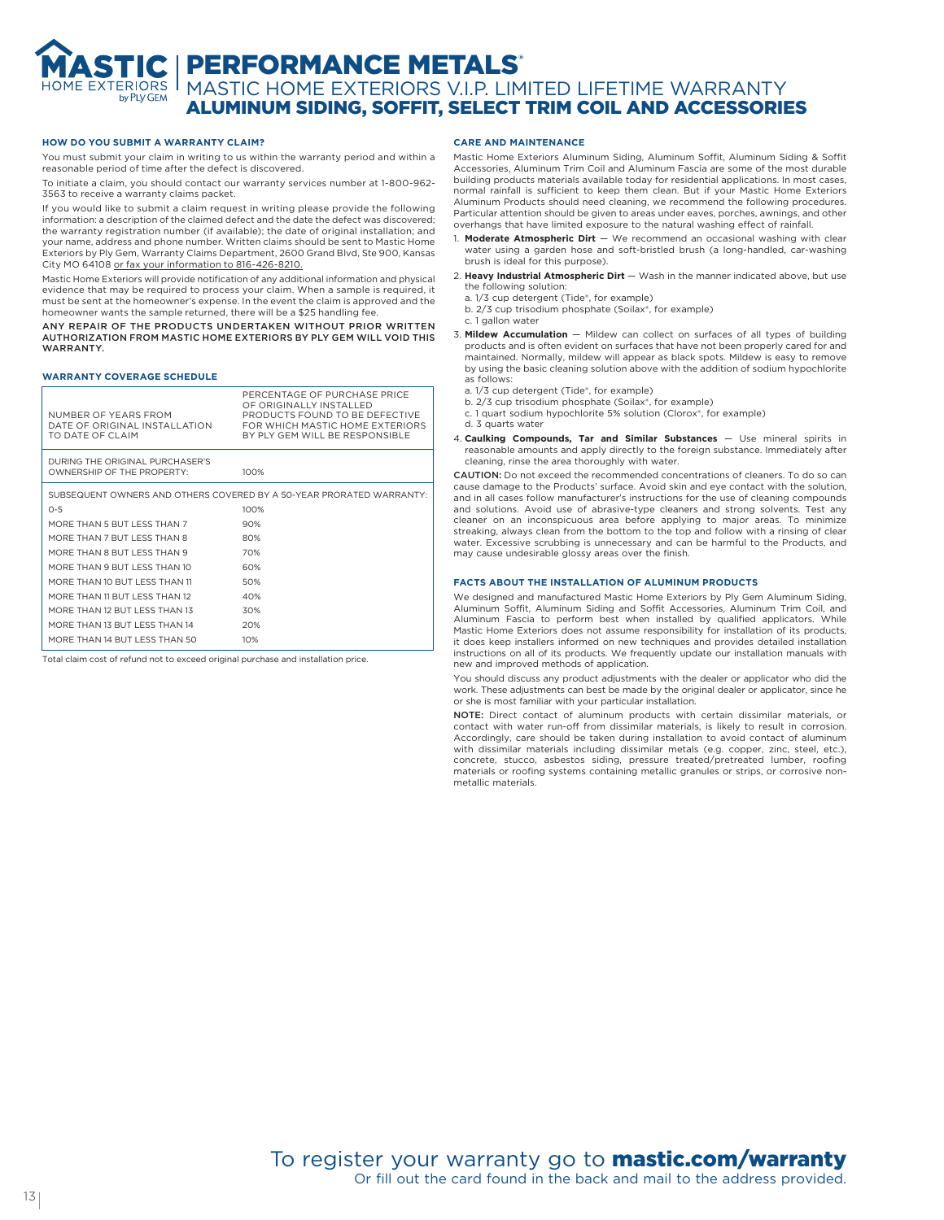# MASTIC HOME EXTERIORS by PLY GEM | PERFORMANCE METALS®

## MASTIC HOME EXTERIORS V.I.P. LIMITED LIFETIME WARRANTY

## ALUMINUM SIDING, SOFFIT, SELECT TRIM COIL AND ACCESSORIES

### HOW DO YOU SUBMIT A WARRANTY CLAIM?

You must submit your claim in writing to us within the warranty period and within a reasonable period of time after the defect is discovered.

To initiate a claim, you should contact our warranty services number at 1-800-962-3563 to receive a warranty claims packet.

If you would like to submit a claim request in writing please provide the following information: a description of the claimed defect and the date the defect was discovered; the warranty registration number (if available); the date of original installation; and your name, address and phone number. Written claims should be sent to Mastic Home Exteriors by Ply Gem, Warranty Claims Department, 2600 Grand Blvd, Ste 900, Kansas City MO 64108 or fax your information to 816-426-8210.

Mastic Home Exteriors will provide notification of any additional information and physical evidence that may be required to process your claim. When a sample is required, it must be sent at the homeowner's expense. In the event the claim is approved and the homeowner wants the sample returned, there will be a $25 handling fee.

**ANY REPAIR OF THE PRODUCTS UNDERTAKEN WITHOUT PRIOR WRITTEN AUTHORIZATION FROM MASTIC HOME EXTERIORS BY PLY GEM WILL VOID THIS WARRANTY.**

### WARRANTY COVERAGE SCHEDULE

| NUMBER OF YEARS FROM DATE OF ORIGINAL INSTALLATION TO DATE OF CLAIM | PERCENTAGE OF PURCHASE PRICE OF ORIGINALLY INSTALLED PRODUCTS FOUND TO BE DEFECTIVE FOR WHICH MASTIC HOME EXTERIORS BY PLY GEM WILL BE RESPONSIBLE |
|---|---|
| DURING THE ORIGINAL PURCHASER'S OWNERSHIP OF THE PROPERTY: | 100% |
| SUBSEQUENT OWNERS AND OTHERS COVERED BY A 50-YEAR PRORATED WARRANTY: | |
| 0-5 | 100% |
| MORE THAN 5 BUT LESS THAN 7 | 90% |
| MORE THAN 7 BUT LESS THAN 8 | 80% |
| MORE THAN 8 BUT LESS THAN 9 | 70% |
| MORE THAN 9 BUT LESS THAN 10 | 60% |
| MORE THAN 10 BUT LESS THAN 11 | 50% |
| MORE THAN 11 BUT LESS THAN 12 | 40% |
| MORE THAN 12 BUT LESS THAN 13 | 30% |
| MORE THAN 13 BUT LESS THAN 14 | 20% |
| MORE THAN 14 BUT LESS THAN 50 | 10% |

Total claim cost of refund not to exceed original purchase and installation price.

### CARE AND MAINTENANCE

Mastic Home Exteriors Aluminum Siding, Aluminum Soffit, Aluminum Siding & Soffit Accessories, Aluminum Trim Coil and Aluminum Fascia are some of the most durable building products materials available today for residential applications. In most cases, normal rainfall is sufficient to keep them clean. But if your Mastic Home Exteriors Aluminum Products should need cleaning, we recommend the following procedures. Particular attention should be given to areas under eaves, porches, awnings, and other overhangs that have limited exposure to the natural washing effect of rainfall.

1. **Moderate Atmospheric Dirt** — We recommend an occasional washing with clear water using a garden hose and soft-bristled brush (a long-handled, car-washing brush is ideal for this purpose).
2. **Heavy Industrial Atmospheric Dirt** — Wash in the manner indicated above, but use the following solution:
   a. 1/3 cup detergent (Tide®, for example)
   b. 2/3 cup trisodium phosphate (Soilax®, for example)
   c. 1 gallon water
3. **Mildew Accumulation** — Mildew can collect on surfaces of all types of building products and is often evident on surfaces that have not been properly cared for and maintained. Normally, mildew will appear as black spots. Mildew is easy to remove by using the basic cleaning solution above with the addition of sodium hypochlorite as follows:
   a. 1/3 cup detergent (Tide®, for example)
   b. 2/3 cup trisodium phosphate (Soilax®, for example)
   c. 1 quart sodium hypochlorite 5% solution (Clorox®, for example)
   d. 3 quarts water
4. **Caulking Compounds, Tar and Similar Substances** — Use mineral spirits in reasonable amounts and apply directly to the foreign substance. Immediately after cleaning, rinse the area thoroughly with water.

CAUTION: Do not exceed the recommended concentrations of cleaners. To do so can cause damage to the Products' surface. Avoid skin and eye contact with the solution, and in all cases follow manufacturer's instructions for the use of cleaning compounds and solutions. Avoid use of abrasive-type cleaners and strong solvents. Test any cleaner on an inconspicuous area before applying to major areas. To minimize streaking, always clean from the bottom to the top and follow with a rinsing of clear water. Excessive scrubbing is unnecessary and can be harmful to the Products, and may cause undesirable glossy areas over the finish.

### FACTS ABOUT THE INSTALLATION OF ALUMINUM PRODUCTS

We designed and manufactured Mastic Home Exteriors by Ply Gem Aluminum Siding, Aluminum Soffit, Aluminum Siding and Soffit Accessories, Aluminum Trim Coil, and Aluminum Fascia to perform best when installed by qualified applicators. While Mastic Home Exteriors does not assume responsibility for installation of its products, it does keep installers informed on new techniques and provides detailed installation instructions on all of its products. We frequently update our installation manuals with new and improved methods of application.

You should discuss any product adjustments with the dealer or applicator who did the work. These adjustments can best be made by the original dealer or applicator, since he or she is most familiar with your particular installation.

NOTE: Direct contact of aluminum products with certain dissimilar materials, or contact with water run-off from dissimilar materials, is likely to result in corrosion. Accordingly, care should be taken during installation to avoid contact of aluminum with dissimilar materials including dissimilar metals (e.g. copper, zinc, steel, etc.), concrete, stucco, asbestos siding, pressure treated/pretreated lumber, roofing materials or roofing systems containing metallic granules or strips, or corrosive non-metallic materials.

To register your warranty go to **mastic.com/warranty**
Or fill out the card found in the back and mail to the address provided.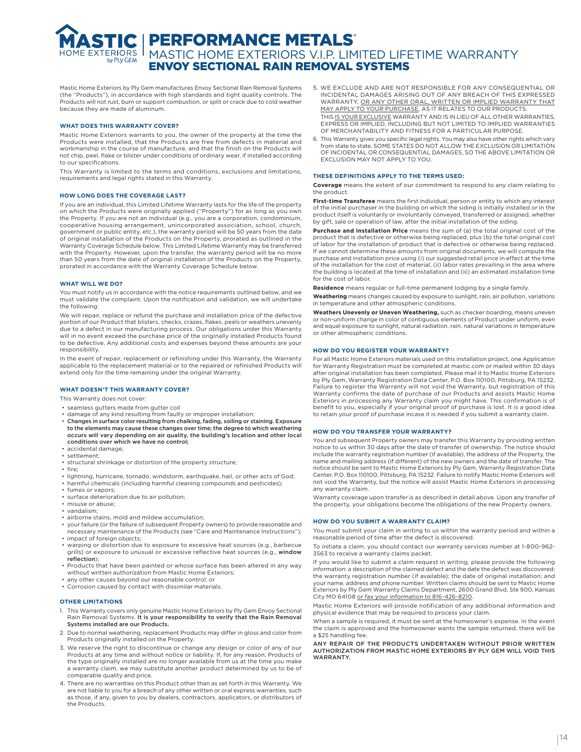# PERFORMANCE METALS®

## MASTIC HOME EXTERIORS V.I.P. LIMITED LIFETIME WARRANTY

## ENVOY SECTIONAL RAIN REMOVAL SYSTEMS

Mastic Home Exteriors by Ply Gem manufactures Envoy Sectional Rain Removal Systems (the "Products"), in accordance with high standards and tight quality controls. The Products will not rust, burn or support combustion, or split or crack due to cold weather because they are made of aluminum.

### WHAT DOES THIS WARRANTY COVER?

Mastic Home Exteriors warrants to you, the owner of the property at the time the Products were installed, that the Products are free from defects in material and workmanship in the course of manufacture, and that the finish on the Products will not chip, peel, flake or blister under conditions of ordinary wear, if installed according to our specifications.

This Warranty is limited to the terms and conditions, exclusions and limitations, requirements and legal rights stated in this Warranty.

### HOW LONG DOES THE COVERAGE LAST?

If you are an individual, this Limited Lifetime Warranty lasts for the life of the property on which the Products were originally applied ("Property") for as long as you own the Property. If you are not an individual (e.g., you are a corporation, condominium, cooperative housing arrangement, unincorporated association, school, church, government or public entity, etc.), the warranty period will be 50 years from the date of original installation of the Products on the Property, prorated as outlined in the Warranty Coverage Schedule below. This Limited Lifetime Warranty may be transferred with the Property. However, upon the transfer, the warranty period will be no more than 50 years from the date of original installation of the Products on the Property, prorated in accordance with the Warranty Coverage Schedule below.

### WHAT WILL WE DO?

You must notify us in accordance with the notice requirements outlined below, and we must validate the complaint. Upon the notification and validation, we will undertake the following:

We will repair, replace or refund the purchase and installation price of the defective portion of our Product that blisters, checks, crazes, flakes, peels or weathers unevenly due to a defect in our manufacturing process. Our obligations under this Warranty will in no event exceed the purchase price of the originally installed Products found to be defective. Any additional costs and expenses beyond these amounts are your responsibility.

In the event of repair, replacement or refinishing under this Warranty, the Warranty applicable to the replacement material or to the repaired or refinished Products will extend only for the time remaining under the original Warranty.

### WHAT DOESN'T THIS WARRANTY COVER?

This Warranty does not cover:

- seamless gutters made from gutter coil
- damage of any kind resulting from faulty or improper installation;
- **Changes in surface color resulting from chalking, fading, soiling or staining. Exposure to the elements may cause these changes over time; the degree to which weathering occurs will vary depending on air quality, the building's location and other local conditions over which we have no control;**
- accidental damage;
- settlement;
- structural shrinkage or distortion of the property structure;
- fire;
- lightning, hurricane, tornado, windstorm, earthquake, hail, or other acts of God;
- harmful chemicals (including harmful cleaning compounds and pesticides);
- fumes or vapors;
- surface deterioration due to air pollution;
- misuse or abuse;
- vandalism;
- airborne stains, mold and mildew accumulation;
- your failure (or the failure of subsequent Property owners) to provide reasonable and necessary maintenance of the Products (see "Care and Maintenance Instructions");
- impact of foreign objects;
- warping or distortion due to exposure to excessive heat sources (e.g., barbecue grills) or exposure to unusual or excessive reflective heat sources (e.g., **window reflection**);
- Products that have been painted or whose surface has been altered in any way without written authorization from Mastic Home Exteriors;
- any other causes beyond our reasonable control; or
- Corrosion caused by contact with dissimilar materials.

### OTHER LIMITATIONS

1. This Warranty covers only genuine Mastic Home Exteriors by Ply Gem Envoy Sectional Rain Removal Systems. **It is your responsibility to verify that the Rain Removal Systems installed are our Products.**
2. Due to normal weathering, replacement Products may differ in gloss and color from Products originally installed on the Property.
3. We reserve the right to discontinue or change any design or color of any of our Products at any time and without notice or liability. If, for any reason, Products of the type originally installed are no longer available from us at the time you make a warranty claim, we may substitute another product determined by us to be of comparable quality and price.
4. There are no warranties on this Product other than as set forth in this Warranty. We are not liable to you for a breach of any other written or oral express warranties, such as those, if any, given to you by dealers, contractors, applicators, or distributors of the Products.
5. WE EXCLUDE AND ARE NOT RESPONSIBLE FOR ANY CONSEQUENTIAL OR INCIDENTAL DAMAGES ARISING OUT OF ANY BREACH OF THIS EXPRESSED WARRANTY, OR ANY OTHER ORAL, WRITTEN OR IMPLIED WARRANTY THAT MAY APPLY TO YOUR PURCHASE, AS IT RELATES TO OUR PRODUCTS.
   THIS IS YOUR EXCLUSIVE WARRANTY AND IS IN LIEU OF ALL OTHER WARRANTIES, EXPRESS OR IMPLIED, INCLUDING BUT NOT LIMITED TO IMPLIED WARRANTIES OF MERCHANTABILITY AND FITNESS FOR A PARTICULAR PURPOSE.
6. This Warranty gives you specific legal rights. You may also have other rights which vary from state to state. SOME STATES DO NOT ALLOW THE EXCLUSION OR LIMITATION OF INCIDENTAL OR CONSEQUENTIAL DAMAGES, SO THE ABOVE LIMITATION OR EXCLUSION MAY NOT APPLY TO YOU.

### THESE DEFINITIONS APPLY TO THE TERMS USED:

**Coverage** means the extent of our commitment to respond to any claim relating to the product.

**First-time Transferee** means the first individual, person or entity to which any interest of the initial purchaser in the building on which the siding is initially installed or in the product itself is voluntarily or involuntarily conveyed, transferred or assigned, whether by gift, sale or operation of law, after the initial installation of the siding.

**Purchase and Installation Price** means the sum of (a) the total original cost of the product that is defective or otherwise being replaced, plus (b) the total original cost of labor for the installation of product that is defective or otherwise being replaced. If we cannot determine these amounts from original documents, we will compute the purchase and installation price using (i) our suggested retail price in effect at the time of the installation for the cost of material, (ii) labor rates prevailing in the area where the building is located at the time of installation and (iii) an estimated installation time for the cost of labor.

**Residence** means regular or full-time permanent lodging by a single family.

**Weathering** means changes caused by exposure to sunlight, rain, air pollution, variations in temperature and other atmospheric conditions.

**Weathers Unevenly or Uneven Weathering,** such as checker boarding, means uneven or non-uniform change in color of contiguous elements of Product under uniform, even and equal exposure to sunlight, natural radiation, rain, natural variations in temperature or other atmospheric conditions.

### HOW DO YOU REGISTER YOUR WARRANTY?

For all Mastic Home Exteriors materials used on this installation project, one Application for Warranty Registration must be completed at mastic.com or mailed within 30 days after original installation has been completed. Please mail it to Mastic Home Exteriors by Ply Gem, Warranty Registration Data Center, P.O. Box 110100, Pittsburg, PA 15232. Failure to register the Warranty will not void the Warranty, but registration of this Warranty confirms the date of purchase of our Products and assists Mastic Home Exteriors in processing any Warranty claim you might have. This confirmation is of benefit to you, especially if your original proof of purchase is lost. It is a good idea to retain your proof of purchase incase it is needed if you submit a warranty claim.

### HOW DO YOU TRANSFER YOUR WARRANTY?

You and subsequent Property owners may transfer this Warranty by providing written notice to us within 30 days after the date of transfer of ownership. The notice should include the warranty registration number (if available), the address of the Property, the name and mailing address (if different) of the new owners and the date of transfer. The notice should be sent to Mastic Home Exteriors by Ply Gem, Warranty Registration Data Center, P.O. Box 110100, Pittsburg, PA 15232. Failure to notify Mastic Home Exteriors will not void the Warranty, but the notice will assist Mastic Home Exteriors in processing any warranty claim.

Warranty coverage upon transfer is as described in detail above. Upon any transfer of the property, your obligations become the obligations of the new Property owners.

### HOW DO YOU SUBMIT A WARRANTY CLAIM?

You must submit your claim in writing to us within the warranty period and within a reasonable period of time after the defect is discovered.

To initiate a claim, you should contact our warranty services number at 1-800-962-3563 to receive a warranty claims packet.

If you would like to submit a claim request in writing, please provide the following information: a description of the claimed defect and the date the defect was discovered; the warranty registration number (if available); the date of original installation; and your name, address and phone number. Written claims should be sent to Mastic Home Exteriors by Ply Gem Warranty Claims Department, 2600 Grand Blvd, Ste 900, Kansas City MO 64108 or fax your information to 816-426-8210.

Mastic Home Exteriors will provide notification of any additional information and physical evidence that may be required to process your claim.

When a sample is required, it must be sent at the homeowner's expense. In the event the claim is approved and the homeowner wants the sample returned, there will be a $25 handling fee.

**ANY REPAIR OF THE PRODUCTS UNDERTAKEN WITHOUT PRIOR WRITTEN AUTHORIZATION FROM MASTIC HOME EXTERIORS BY PLY GEM WILL VOID THIS WARRANTY.**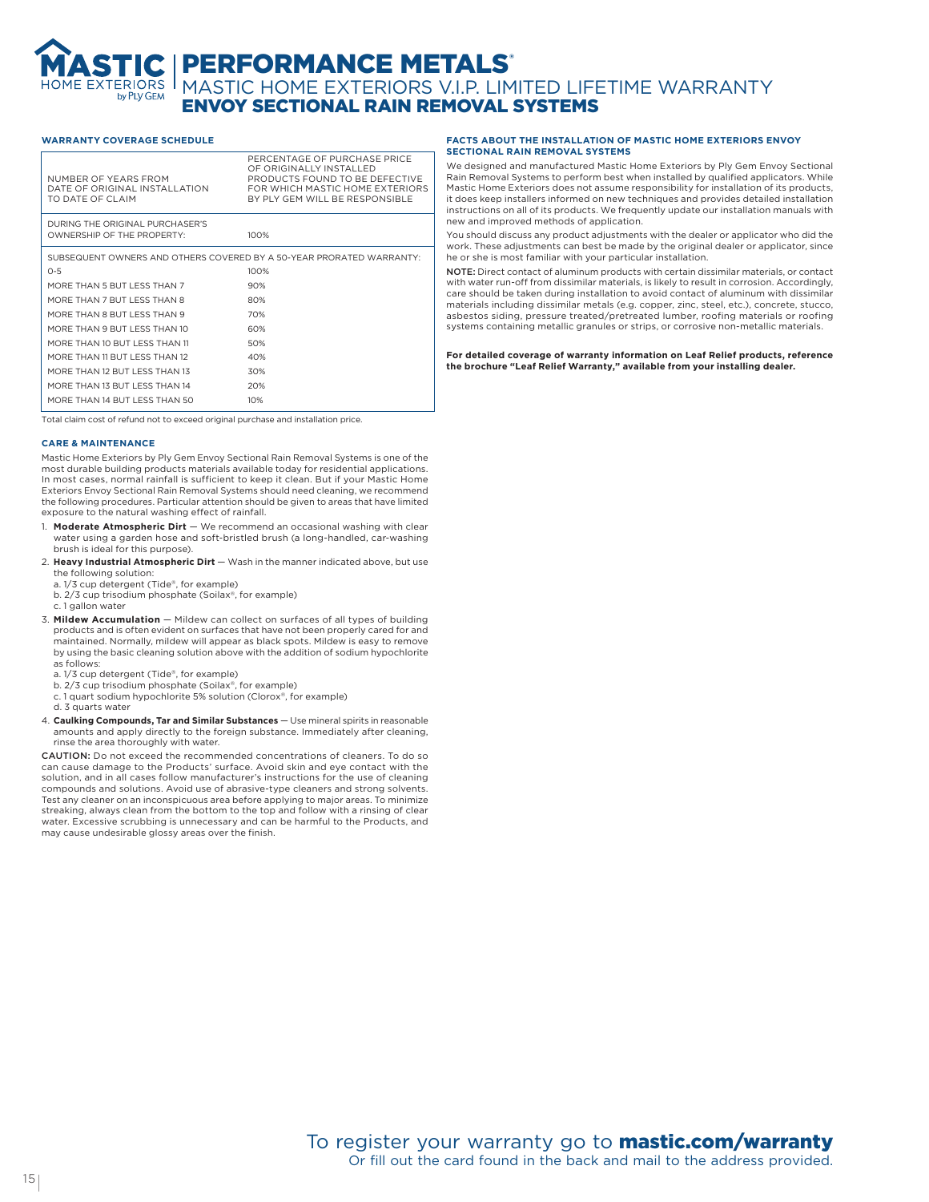# PERFORMANCE METALS®

## MASTIC HOME EXTERIORS V.I.P. LIMITED LIFETIME WARRANTY

## ENVOY SECTIONAL RAIN REMOVAL SYSTEMS

### WARRANTY COVERAGE SCHEDULE

| NUMBER OF YEARS FROM DATE OF ORIGINAL INSTALLATION TO DATE OF CLAIM | PERCENTAGE OF PURCHASE PRICE OF ORIGINALLY INSTALLED PRODUCTS FOUND TO BE DEFECTIVE FOR WHICH MASTIC HOME EXTERIORS BY PLY GEM WILL BE RESPONSIBLE |
|---|---|
| DURING THE ORIGINAL PURCHASER'S OWNERSHIP OF THE PROPERTY: | 100% |
| SUBSEQUENT OWNERS AND OTHERS COVERED BY A 50-YEAR PRORATED WARRANTY: | |
| 0-5 | 100% |
| MORE THAN 5 BUT LESS THAN 7 | 90% |
| MORE THAN 7 BUT LESS THAN 8 | 80% |
| MORE THAN 8 BUT LESS THAN 9 | 70% |
| MORE THAN 9 BUT LESS THAN 10 | 60% |
| MORE THAN 10 BUT LESS THAN 11 | 50% |
| MORE THAN 11 BUT LESS THAN 12 | 40% |
| MORE THAN 12 BUT LESS THAN 13 | 30% |
| MORE THAN 13 BUT LESS THAN 14 | 20% |
| MORE THAN 14 BUT LESS THAN 50 | 10% |

Total claim cost of refund not to exceed original purchase and installation price.

### CARE & MAINTENANCE

Mastic Home Exteriors by Ply Gem Envoy Sectional Rain Removal Systems is one of the most durable building products materials available today for residential applications. In most cases, normal rainfall is sufficient to keep it clean. But if your Mastic Home Exteriors Envoy Sectional Rain Removal Systems should need cleaning, we recommend the following procedures. Particular attention should be given to areas that have limited exposure to the natural washing effect of rainfall.

1. **Moderate Atmospheric Dirt** — We recommend an occasional washing with clear water using a garden hose and soft-bristled brush (a long-handled, car-washing brush is ideal for this purpose).
2. **Heavy Industrial Atmospheric Dirt** — Wash in the manner indicated above, but use the following solution:
   a. 1/3 cup detergent (Tide®, for example)
   b. 2/3 cup trisodium phosphate (Soilax®, for example)
   c. 1 gallon water
3. **Mildew Accumulation** — Mildew can collect on surfaces of all types of building products and is often evident on surfaces that have not been properly cared for and maintained. Normally, mildew will appear as black spots. Mildew is easy to remove by using the basic cleaning solution above with the addition of sodium hypochlorite as follows:
   a. 1/3 cup detergent (Tide®, for example)
   b. 2/3 cup trisodium phosphate (Soilax®, for example)
   c. 1 quart sodium hypochlorite 5% solution (Clorox®, for example)
   d. 3 quarts water
4. **Caulking Compounds, Tar and Similar Substances** — Use mineral spirits in reasonable amounts and apply directly to the foreign substance. Immediately after cleaning, rinse the area thoroughly with water.

CAUTION: Do not exceed the recommended concentrations of cleaners. To do so can cause damage to the Products' surface. Avoid skin and eye contact with the solution, and in all cases follow manufacturer's instructions for the use of cleaning compounds and solutions. Avoid use of abrasive-type cleaners and strong solvents. Test any cleaner on an inconspicuous area before applying to major areas. To minimize streaking, always clean from the bottom to the top and follow with a rinsing of clear water. Excessive scrubbing is unnecessary and can be harmful to the Products, and may cause undesirable glossy areas over the finish.

### FACTS ABOUT THE INSTALLATION OF MASTIC HOME EXTERIORS ENVOY SECTIONAL RAIN REMOVAL SYSTEMS

We designed and manufactured Mastic Home Exteriors by Ply Gem Envoy Sectional Rain Removal Systems to perform best when installed by qualified applicators. While Mastic Home Exteriors does not assume responsibility for installation of its products, it does keep installers informed on new techniques and provides detailed installation instructions on all of its products. We frequently update our installation manuals with new and improved methods of application.

You should discuss any product adjustments with the dealer or applicator who did the work. These adjustments can best be made by the original dealer or applicator, since he or she is most familiar with your particular installation.

NOTE: Direct contact of aluminum products with certain dissimilar materials, or contact with water run-off from dissimilar materials, is likely to result in corrosion. Accordingly, care should be taken during installation to avoid contact of aluminum with dissimilar materials including dissimilar metals (e.g. copper, zinc, steel, etc.), concrete, stucco, asbestos siding, pressure treated/pretreated lumber, roofing materials or roofing systems containing metallic granules or strips, or corrosive non-metallic materials.

**For detailed coverage of warranty information on Leaf Relief products, reference the brochure "Leaf Relief Warranty," available from your installing dealer.**

To register your warranty go to **mastic.com/warranty**
Or fill out the card found in the back and mail to the address provided.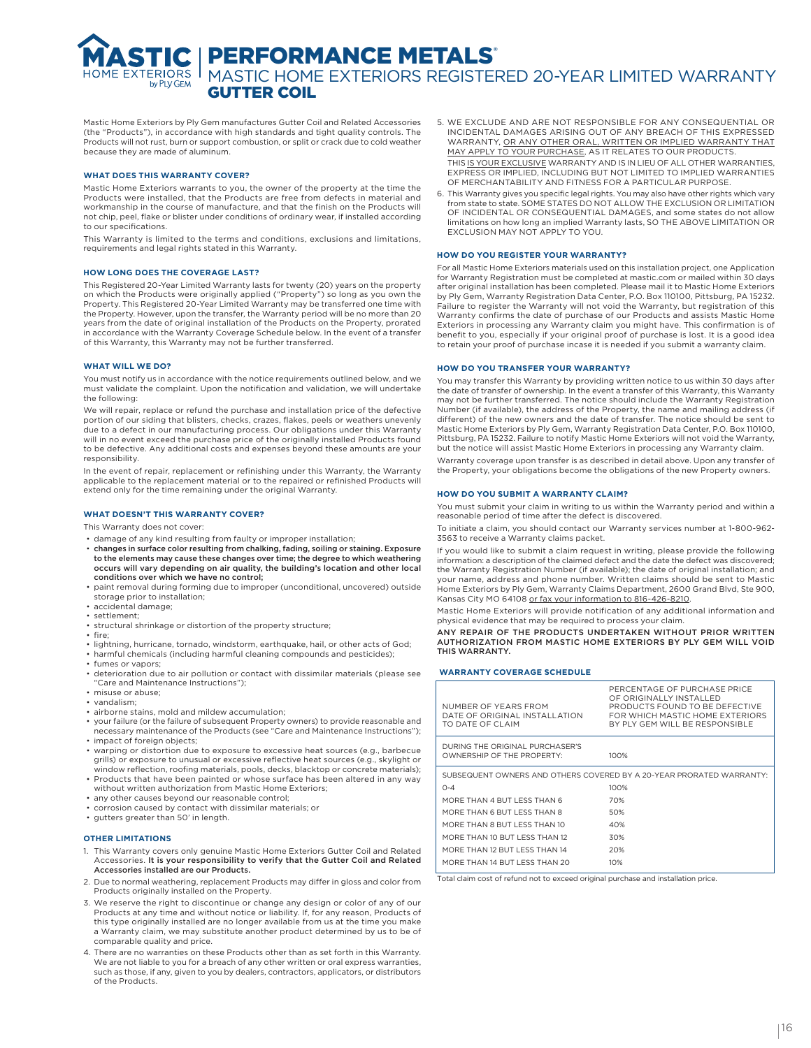# MASTIC HOME EXTERIORS by PLY GEM | PERFORMANCE METALS®

## MASTIC HOME EXTERIORS REGISTERED 20-YEAR LIMITED WARRANTY

## GUTTER COIL

Mastic Home Exteriors by Ply Gem manufactures Gutter Coil and Related Accessories (the "Products"), in accordance with high standards and tight quality controls. The Products will not rust, burn or support combustion, or split or crack due to cold weather because they are made of aluminum.

### WHAT DOES THIS WARRANTY COVER?

Mastic Home Exteriors warrants to you, the owner of the property at the time the Products were installed, that the Products are free from defects in material and workmanship in the course of manufacture, and that the finish on the Products will not chip, peel, flake or blister under conditions of ordinary wear, if installed according to our specifications.

This Warranty is limited to the terms and conditions, exclusions and limitations, requirements and legal rights stated in this Warranty.

### HOW LONG DOES THE COVERAGE LAST?

This Registered 20-Year Limited Warranty lasts for twenty (20) years on the property on which the Products were originally applied ("Property") so long as you own the Property. This Registered 20-Year Limited Warranty may be transferred one time with the Property. However, upon the transfer, the Warranty period will be no more than 20 years from the date of original installation of the Products on the Property, prorated in accordance with the Warranty Coverage Schedule below. In the event of a transfer of this Warranty, this Warranty may not be further transferred.

### WHAT WILL WE DO?

You must notify us in accordance with the notice requirements outlined below, and we must validate the complaint. Upon the notification and validation, we will undertake the following:

We will repair, replace or refund the purchase and installation price of the defective portion of our siding that blisters, checks, crazes, flakes, peels or weathers unevenly due to a defect in our manufacturing process. Our obligations under this Warranty will in no event exceed the purchase price of the originally installed Products found to be defective. Any additional costs and expenses beyond these amounts are your responsibility.

In the event of repair, replacement or refinishing under this Warranty, the Warranty applicable to the replacement material or to the repaired or refinished Products will extend only for the time remaining under the original Warranty.

### WHAT DOESN'T THIS WARRANTY COVER?

This Warranty does not cover:

- damage of any kind resulting from faulty or improper installation;
- **changes in surface color resulting from chalking, fading, soiling or staining. Exposure to the elements may cause these changes over time; the degree to which weathering occurs will vary depending on air quality, the building's location and other local conditions over which we have no control;**
- paint removal during forming due to improper (unconditional, uncovered) outside storage prior to installation;
- accidental damage;
- settlement;
- structural shrinkage or distortion of the property structure;
- fire;
- lightning, hurricane, tornado, windstorm, earthquake, hail, or other acts of God;
- harmful chemicals (including harmful cleaning compounds and pesticides);
- fumes or vapors;
- deterioration due to air pollution or contact with dissimilar materials (please see "Care and Maintenance Instructions");
- misuse or abuse;
- vandalism;
- airborne stains, mold and mildew accumulation;
- your failure (or the failure of subsequent Property owners) to provide reasonable and necessary maintenance of the Products (see "Care and Maintenance Instructions");
- impact of foreign objects;
- warping or distortion due to exposure to excessive heat sources (e.g., barbecue grills) or exposure to unusual or excessive reflective heat sources (e.g., skylight or window reflection, roofing materials, pools, decks, blacktop or concrete materials);
- Products that have been painted or whose surface has been altered in any way without written authorization from Mastic Home Exteriors;
- any other causes beyond our reasonable control;
- corrosion caused by contact with dissimilar materials; or
- gutters greater than 50' in length.

### OTHER LIMITATIONS

1. This Warranty covers only genuine Mastic Home Exteriors Gutter Coil and Related Accessories. **It is your responsibility to verify that the Gutter Coil and Related Accessories installed are our Products.**
2. Due to normal weathering, replacement Products may differ in gloss and color from Products originally installed on the Property.
3. We reserve the right to discontinue or change any design or color of any of our Products at any time and without notice or liability. If, for any reason, Products of this type originally installed are no longer available from us at the time you make a Warranty claim, we may substitute another product determined by us to be of comparable quality and price.
4. There are no warranties on these Products other than as set forth in this Warranty. We are not liable to you for a breach of any other written or oral express warranties, such as those, if any, given to you by dealers, contractors, applicators, or distributors of the Products.
5. WE EXCLUDE AND ARE NOT RESPONSIBLE FOR ANY CONSEQUENTIAL OR INCIDENTAL DAMAGES ARISING OUT OF ANY BREACH OF THIS EXPRESSED WARRANTY, OR ANY OTHER ORAL, WRITTEN OR IMPLIED WARRANTY THAT MAY APPLY TO YOUR PURCHASE, AS IT RELATES TO OUR PRODUCTS.
   THIS IS YOUR EXCLUSIVE WARRANTY AND IS IN LIEU OF ALL OTHER WARRANTIES, EXPRESS OR IMPLIED, INCLUDING BUT NOT LIMITED TO IMPLIED WARRANTIES OF MERCHANTABILITY AND FITNESS FOR A PARTICULAR PURPOSE.
6. This Warranty gives you specific legal rights. You may also have other rights which vary from state to state. SOME STATES DO NOT ALLOW THE EXCLUSION OR LIMITATION OF INCIDENTAL OR CONSEQUENTIAL DAMAGES, and some states do not allow limitations on how long an implied Warranty lasts, SO THE ABOVE LIMITATION OR EXCLUSION MAY NOT APPLY TO YOU.

### HOW DO YOU REGISTER YOUR WARRANTY?

For all Mastic Home Exteriors materials used on this installation project, one Application for Warranty Registration must be completed at mastic.com or mailed within 30 days after original installation has been completed. Please mail it to Mastic Home Exteriors by Ply Gem, Warranty Registration Data Center, P.O. Box 110100, Pittsburg, PA 15232. Failure to register the Warranty will not void the Warranty, but registration of this Warranty confirms the date of purchase of our Products and assists Mastic Home Exteriors in processing any Warranty claim you might have. This confirmation is of benefit to you, especially if your original proof of purchase is lost. It is a good idea to retain your proof of purchase incase it is needed if you submit a warranty claim.

### HOW DO YOU TRANSFER YOUR WARRANTY?

You may transfer this Warranty by providing written notice to us within 30 days after the date of transfer of ownership. In the event a transfer of this Warranty, this Warranty may not be further transferred. The notice should include the Warranty Registration Number (if available), the address of the Property, the name and mailing address (if different) of the new owners and the date of transfer. The notice should be sent to Mastic Home Exteriors by Ply Gem, Warranty Registration Data Center, P.O. Box 110100, Pittsburg, PA 15232. Failure to notify Mastic Home Exteriors will not void the Warranty, but the notice will assist Mastic Home Exteriors in processing any Warranty claim.

Warranty coverage upon transfer is as described in detail above. Upon any transfer of the Property, your obligations become the obligations of the new Property owners.

### HOW DO YOU SUBMIT A WARRANTY CLAIM?

You must submit your claim in writing to us within the Warranty period and within a reasonable period of time after the defect is discovered.

To initiate a claim, you should contact our Warranty services number at 1-800-962-3563 to receive a Warranty claims packet.

If you would like to submit a claim request in writing, please provide the following information: a description of the claimed defect and the date the defect was discovered; the Warranty Registration Number (if available); the date of original installation; and your name, address and phone number. Written claims should be sent to Mastic Home Exteriors by Ply Gem, Warranty Claims Department, 2600 Grand Blvd, Ste 900, Kansas City MO 64108 or fax your information to 816-426-8210.

Mastic Home Exteriors will provide notification of any additional information and physical evidence that may be required to process your claim.

**ANY REPAIR OF THE PRODUCTS UNDERTAKEN WITHOUT PRIOR WRITTEN AUTHORIZATION FROM MASTIC HOME EXTERIORS BY PLY GEM WILL VOID THIS WARRANTY.**

### WARRANTY COVERAGE SCHEDULE

| NUMBER OF YEARS FROM DATE OF ORIGINAL INSTALLATION TO DATE OF CLAIM | PERCENTAGE OF PURCHASE PRICE OF ORIGINALLY INSTALLED PRODUCTS FOUND TO BE DEFECTIVE FOR WHICH MASTIC HOME EXTERIORS BY PLY GEM WILL BE RESPONSIBLE |
|---|---|
| DURING THE ORIGINAL PURCHASER'S OWNERSHIP OF THE PROPERTY: | 100% |
| SUBSEQUENT OWNERS AND OTHERS COVERED BY A 20-YEAR PRORATED WARRANTY: | |
| 0-4 | 100% |
| MORE THAN 4 BUT LESS THAN 6 | 70% |
| MORE THAN 6 BUT LESS THAN 8 | 50% |
| MORE THAN 8 BUT LESS THAN 10 | 40% |
| MORE THAN 10 BUT LESS THAN 12 | 30% |
| MORE THAN 12 BUT LESS THAN 14 | 20% |
| MORE THAN 14 BUT LESS THAN 20 | 10% |

Total claim cost of refund not to exceed original purchase and installation price.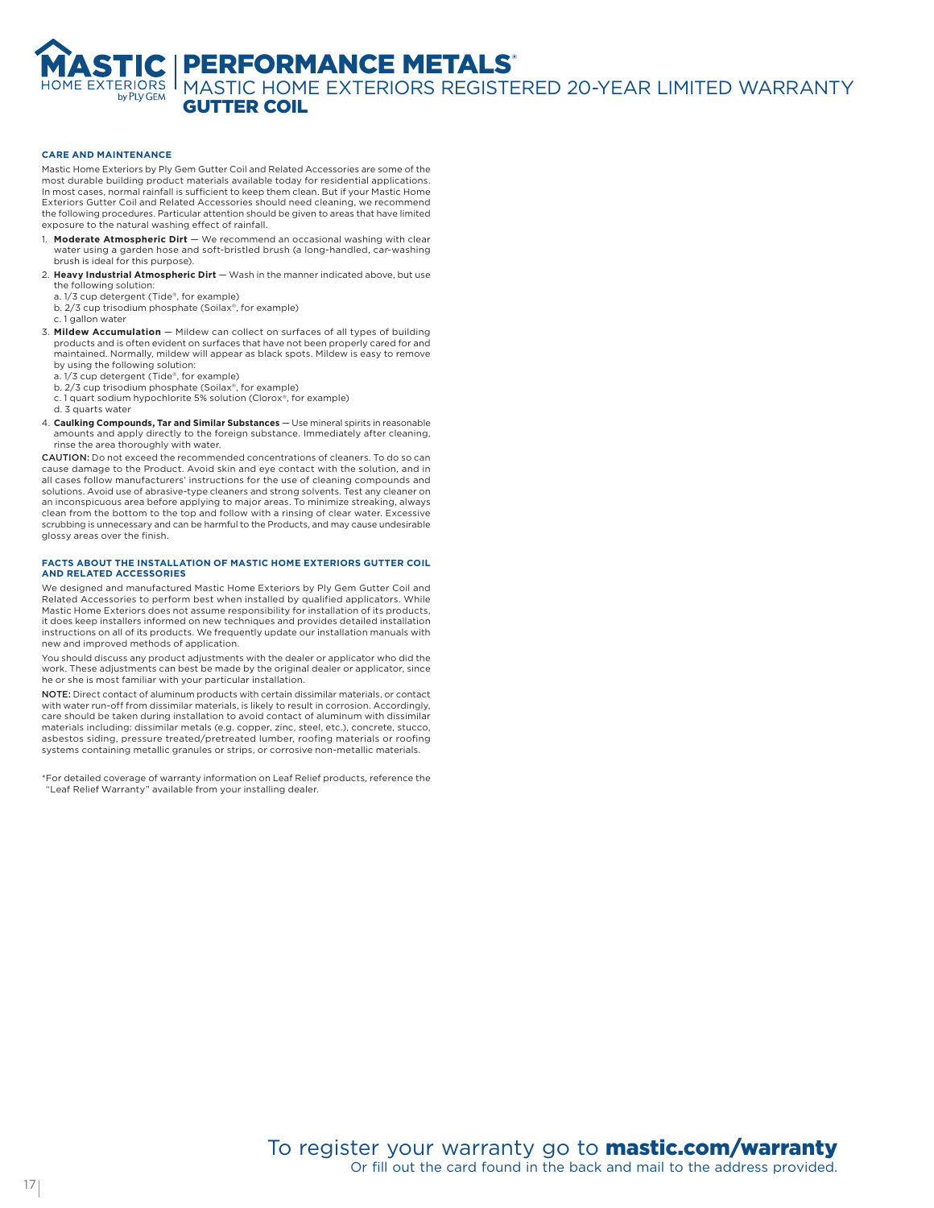# PERFORMANCE METALS®

## MASTIC HOME EXTERIORS REGISTERED 20-YEAR LIMITED WARRANTY

## GUTTER COIL

### CARE AND MAINTENANCE

Mastic Home Exteriors by Ply Gem Gutter Coil and Related Accessories are some of the most durable building product materials available today for residential applications. In most cases, normal rainfall is sufficient to keep them clean. But if your Mastic Home Exteriors Gutter Coil and Related Accessories should need cleaning, we recommend the following procedures. Particular attention should be given to areas that have limited exposure to the natural washing effect of rainfall.

1. **Moderate Atmospheric Dirt** — We recommend an occasional washing with clear water using a garden hose and soft-bristled brush (a long-handled, car-washing brush is ideal for this purpose).
2. **Heavy Industrial Atmospheric Dirt** — Wash in the manner indicated above, but use the following solution:
   a. 1/3 cup detergent (Tide®, for example)
   b. 2/3 cup trisodium phosphate (Soilax®, for example)
   c. 1 gallon water
3. **Mildew Accumulation** — Mildew can collect on surfaces of all types of building products and is often evident on surfaces that have not been properly cared for and maintained. Normally, mildew will appear as black spots. Mildew is easy to remove by using the following solution:
   a. 1/3 cup detergent (Tide®, for example)
   b. 2/3 cup trisodium phosphate (Soilax®, for example)
   c. 1 quart sodium hypochlorite 5% solution (Clorox®, for example)
   d. 3 quarts water
4. **Caulking Compounds, Tar and Similar Substances** — Use mineral spirits in reasonable amounts and apply directly to the foreign substance. Immediately after cleaning, rinse the area thoroughly with water.

CAUTION: Do not exceed the recommended concentrations of cleaners. To do so can cause damage to the Product. Avoid skin and eye contact with the solution, and in all cases follow manufacturers' instructions for the use of cleaning compounds and solutions. Avoid use of abrasive-type cleaners and strong solvents. Test any cleaner on an inconspicuous area before applying to major areas. To minimize streaking, always clean from the bottom to the top and follow with a rinsing of clear water. Excessive scrubbing is unnecessary and can be harmful to the Products, and may cause undesirable glossy areas over the finish.

### FACTS ABOUT THE INSTALLATION OF MASTIC HOME EXTERIORS GUTTER COIL AND RELATED ACCESSORIES

We designed and manufactured Mastic Home Exteriors by Ply Gem Gutter Coil and Related Accessories to perform best when installed by qualified applicators. While Mastic Home Exteriors does not assume responsibility for installation of its products, it does keep installers informed on new techniques and provides detailed installation instructions on all of its products. We frequently update our installation manuals with new and improved methods of application.

You should discuss any product adjustments with the dealer or applicator who did the work. These adjustments can best be made by the original dealer or applicator, since he or she is most familiar with your particular installation.

NOTE: Direct contact of aluminum products with certain dissimilar materials, or contact with water run-off from dissimilar materials, is likely to result in corrosion. Accordingly, care should be taken during installation to avoid contact of aluminum with dissimilar materials including: dissimilar metals (e.g. copper, zinc, steel, etc.), concrete, stucco, asbestos siding, pressure treated/pretreated lumber, roofing materials or roofing systems containing metallic granules or strips, or corrosive non-metallic materials.

*For detailed coverage of warranty information on Leaf Relief products, reference the "Leaf Relief Warranty" available from your installing dealer.

To register your warranty go to **mastic.com/warranty**
Or fill out the card found in the back and mail to the address provided.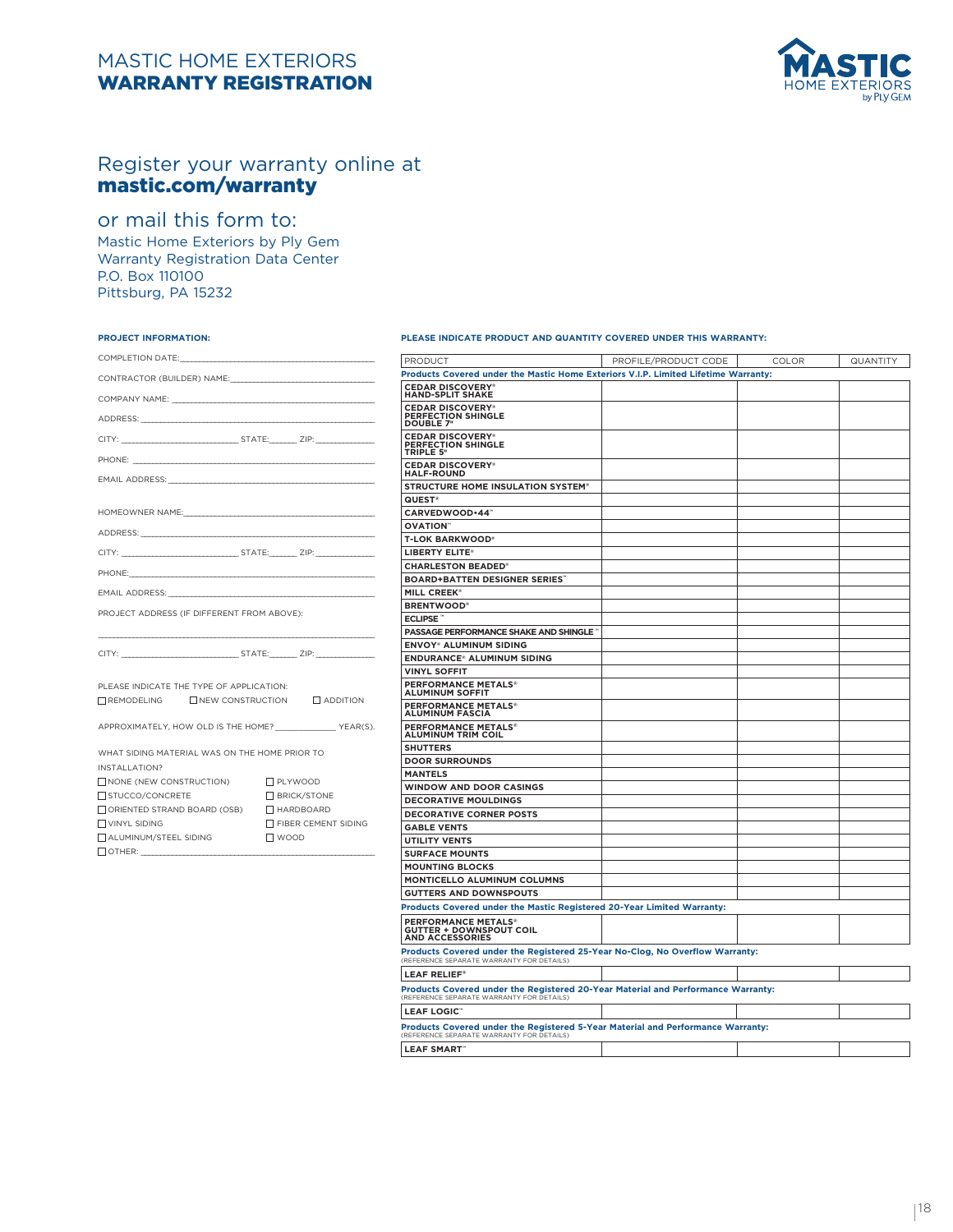# MASTIC HOME EXTERIORS
# WARRANTY REGISTRATION

MASTIC HOME EXTERIORS by PLY GEM

## Register your warranty online at **mastic.com/warranty**

## or mail this form to:

Mastic Home Exteriors by Ply Gem
Warranty Registration Data Center
P.O. Box 110100
Pittsburg, PA 15232

**PROJECT INFORMATION:**

COMPLETION DATE:_______________________________

CONTRACTOR (BUILDER) NAME:_______________________________

COMPANY NAME: _______________________________

ADDRESS: _______________________________

CITY: _________________ STATE:______ ZIP: ___________

PHONE: _______________________________

EMAIL ADDRESS: _______________________________

HOMEOWNER NAME:_______________________________

ADDRESS: _______________________________

CITY: _________________ STATE:______ ZIP: ___________

PHONE:_______________________________

EMAIL ADDRESS: _______________________________

PROJECT ADDRESS (IF DIFFERENT FROM ABOVE):

_______________________________

CITY: _________________ STATE:______ ZIP: ___________

PLEASE INDICATE THE TYPE OF APPLICATION:

☐ REMODELING ☐ NEW CONSTRUCTION ☐ ADDITION

APPROXIMATELY, HOW OLD IS THE HOME? ___________ YEAR(S).

WHAT SIDING MATERIAL WAS ON THE HOME PRIOR TO INSTALLATION?

☐ NONE (NEW CONSTRUCTION) ☐ PLYWOOD
☐ STUCCO/CONCRETE ☐ BRICK/STONE
☐ ORIENTED STRAND BOARD (OSB) ☐ HARDBOARD
☐ VINYL SIDING ☐ FIBER CEMENT SIDING
☐ ALUMINUM/STEEL SIDING ☐ WOOD
☐ OTHER: _______________________________

**PLEASE INDICATE PRODUCT AND QUANTITY COVERED UNDER THIS WARRANTY:**

| PRODUCT | PROFILE/PRODUCT CODE | COLOR | QUANTITY |
|---|---|---|---|
| **Products Covered under the Mastic Home Exteriors V.I.P. Limited Lifetime Warranty:** | | | |
| **CEDAR DISCOVERY® HAND-SPLIT SHAKE** | | | |
| **CEDAR DISCOVERY® PERFECTION SHINGLE DOUBLE 7"** | | | |
| **CEDAR DISCOVERY® PERFECTION SHINGLE TRIPLE 5"** | | | |
| **CEDAR DISCOVERY® HALF-ROUND** | | | |
| **STRUCTURE HOME INSULATION SYSTEM®** | | | |
| **QUEST®** | | | |
| **CARVEDWOOD•44™** | | | |
| **OVATION™** | | | |
| **T-LOK BARKWOOD®** | | | |
| **LIBERTY ELITE®** | | | |
| **CHARLESTON BEADED®** | | | |
| **BOARD+BATTEN DESIGNER SERIES™** | | | |
| **MILL CREEK®** | | | |
| **BRENTWOOD®** | | | |
| **ECLIPSE™** | | | |
| **PASSAGE PERFORMANCE SHAKE AND SHINGLE™** | | | |
| **ENVOY® ALUMINUM SIDING** | | | |
| **ENDURANCE® ALUMINUM SIDING** | | | |
| **VINYL SOFFIT** | | | |
| **PERFORMANCE METALS® ALUMINUM SOFFIT** | | | |
| **PERFORMANCE METALS® ALUMINUM FASCIA** | | | |
| **PERFORMANCE METALS® ALUMINUM TRIM COIL** | | | |
| **SHUTTERS** | | | |
| **DOOR SURROUNDS** | | | |
| **MANTELS** | | | |
| **WINDOW AND DOOR CASINGS** | | | |
| **DECORATIVE MOULDINGS** | | | |
| **DECORATIVE CORNER POSTS** | | | |
| **GABLE VENTS** | | | |
| **UTILITY VENTS** | | | |
| **SURFACE MOUNTS** | | | |
| **MOUNTING BLOCKS** | | | |
| **MONTICELLO ALUMINUM COLUMNS** | | | |
| **GUTTERS AND DOWNSPOUTS** | | | |
| **Products Covered under the Mastic Registered 20-Year Limited Warranty:** | | | |
| **PERFORMANCE METALS® GUTTER + DOWNSPOUT COIL AND ACCESSORIES** | | | |
| **Products Covered under the Registered 25-Year No-Clog, No Overflow Warranty:** (REFERENCE SEPARATE WARRANTY FOR DETAILS) | | | |
| **LEAF RELIEF®** | | | |
| **Products Covered under the Registered 20-Year Material and Performance Warranty:** (REFERENCE SEPARATE WARRANTY FOR DETAILS) | | | |
| **LEAF LOGIC™** | | | |
| **Products Covered under the Registered 5-Year Material and Performance Warranty:** (REFERENCE SEPARATE WARRANTY FOR DETAILS) | | | |
| **LEAF SMART™** | | | |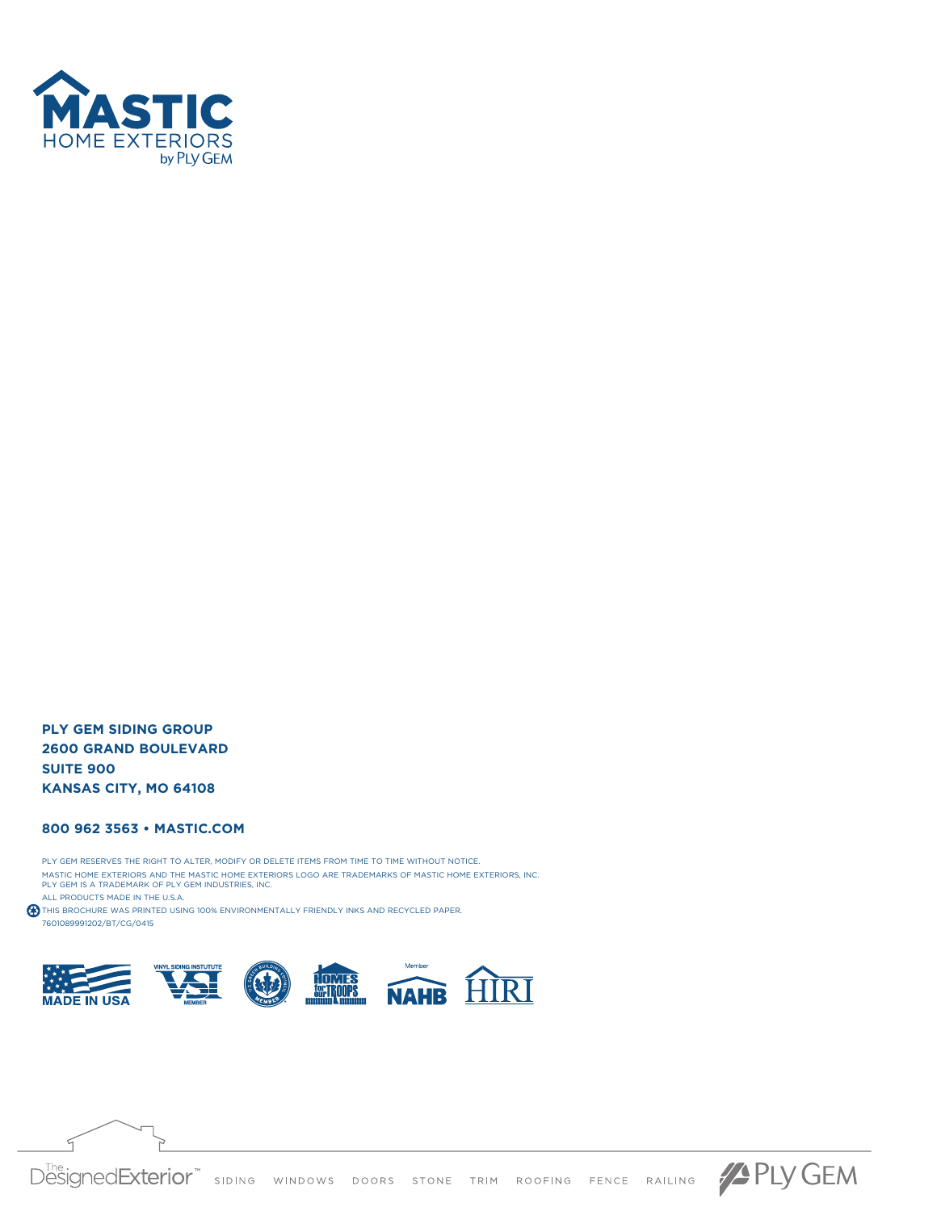MASTIC
HOME EXTERIORS
by PLY GEM

**PLY GEM SIDING GROUP**
**2600 GRAND BOULEVARD**
**SUITE 900**
**KANSAS CITY, MO 64108**

**800 962 3563 • MASTIC.COM**

PLY GEM RESERVES THE RIGHT TO ALTER, MODIFY OR DELETE ITEMS FROM TIME TO TIME WITHOUT NOTICE.
MASTIC HOME EXTERIORS AND THE MASTIC HOME EXTERIORS LOGO ARE TRADEMARKS OF MASTIC HOME EXTERIORS, INC.
PLY GEM IS A TRADEMARK OF PLY GEM INDUSTRIES, INC.
ALL PRODUCTS MADE IN THE U.S.A.
THIS BROCHURE WAS PRINTED USING 100% ENVIRONMENTALLY FRIENDLY INKS AND RECYCLED PAPER.
7601089991202/BT/CG/0415

MADE IN USA | VINYL SIDING INSTITUTE MEMBER | U.S. GREEN BUILDING COUNCIL MEMBER | HOMES for our TROOPS | Member NAHB | HIRI

The DesignedExterior™ SIDING WINDOWS DOORS STONE TRIM ROOFING FENCE RAILING

PLY GEM